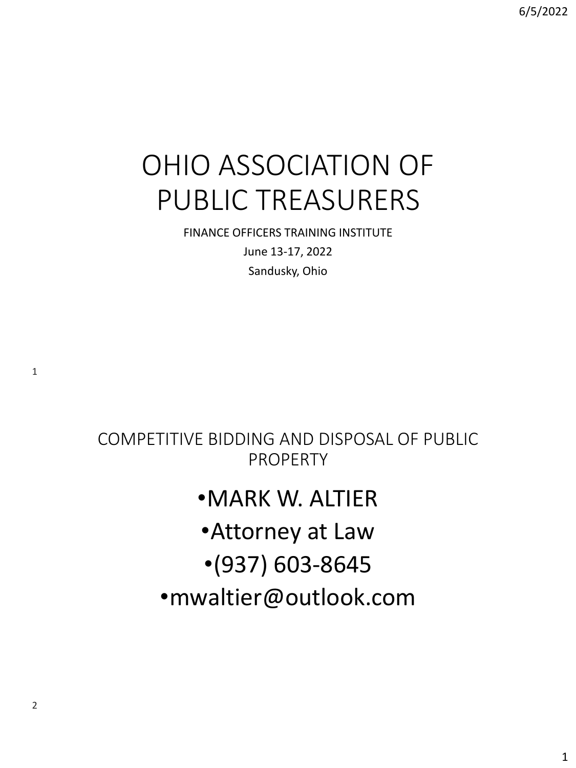# OHIO ASSOCIATION OF PUBLIC TREASURERS

FINANCE OFFICERS TRAINING INSTITUTE

June 13-17, 2022

Sandusky, Ohio

## COMPETITIVE BIDDING AND DISPOSAL OF PUBLIC PROPERTY

- MARK W. ALTIER
- Attorney at Law
- (937) 603-8645
- mwaltier@outlook.com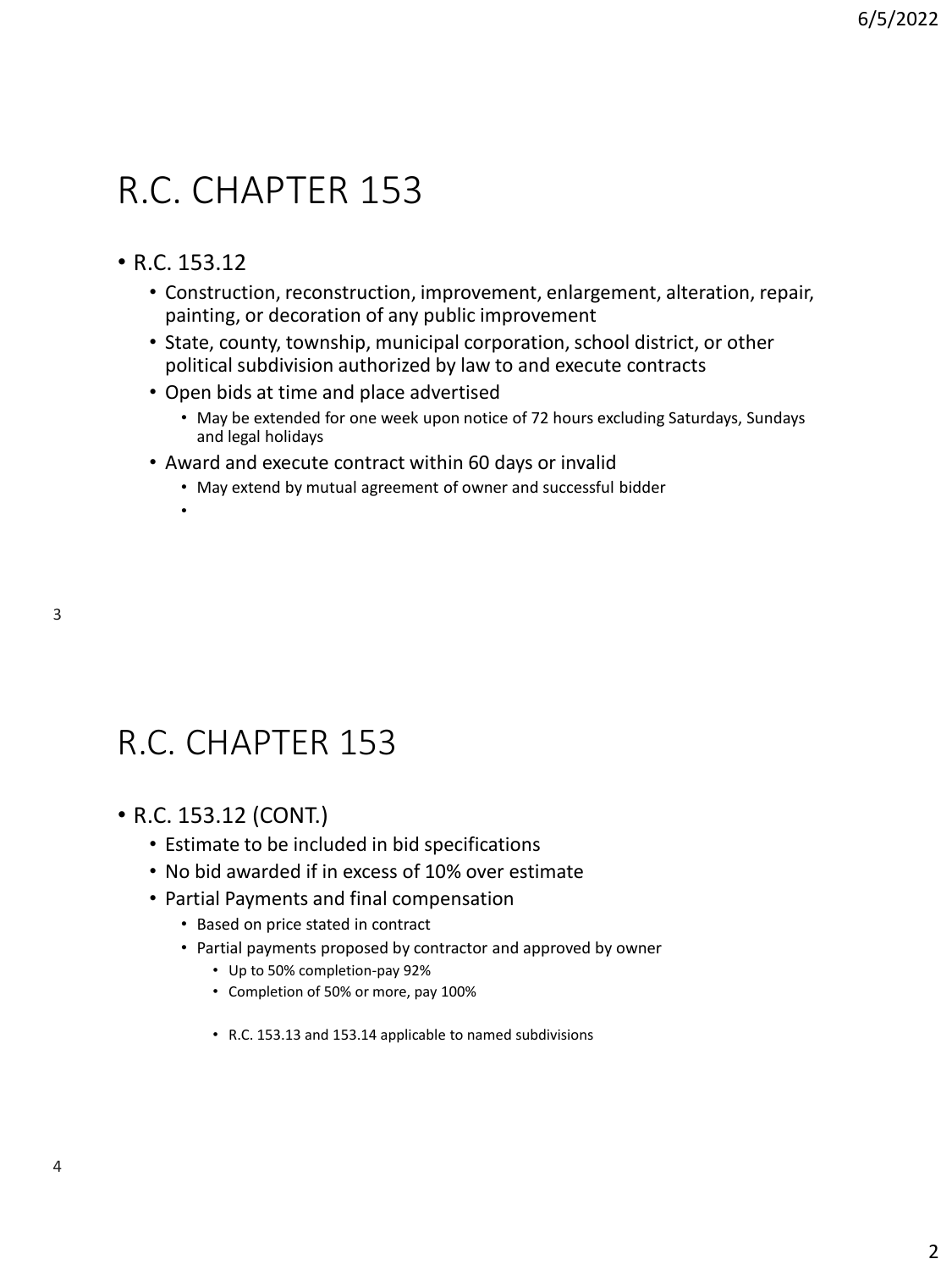# R.C. CHAPTER 153

- R.C. 153.12
  - Construction, reconstruction, improvement, enlargement, alteration, repair, painting, or decoration of any public improvement
  - State, county, township, municipal corporation, school district, or other political subdivision authorized by law to and execute contracts
  - Open bids at time and place advertised
    - May be extended for one week upon notice of 72 hours excluding Saturdays, Sundays and legal holidays
  - Award and execute contract within 60 days or invalid
    - May extend by mutual agreement of owner and successful bidder

# R.C. CHAPTER 153

- R.C. 153.12 (CONT.)
  - Estimate to be included in bid specifications
  - No bid awarded if in excess of 10% over estimate
  - Partial Payments and final compensation
    - Based on price stated in contract
    - Partial payments proposed by contractor and approved by owner
      - Up to 50% completion-pay 92%
      - Completion of 50% or more, pay 100%
      - R.C. 153.13 and 153.14 applicable to named subdivisions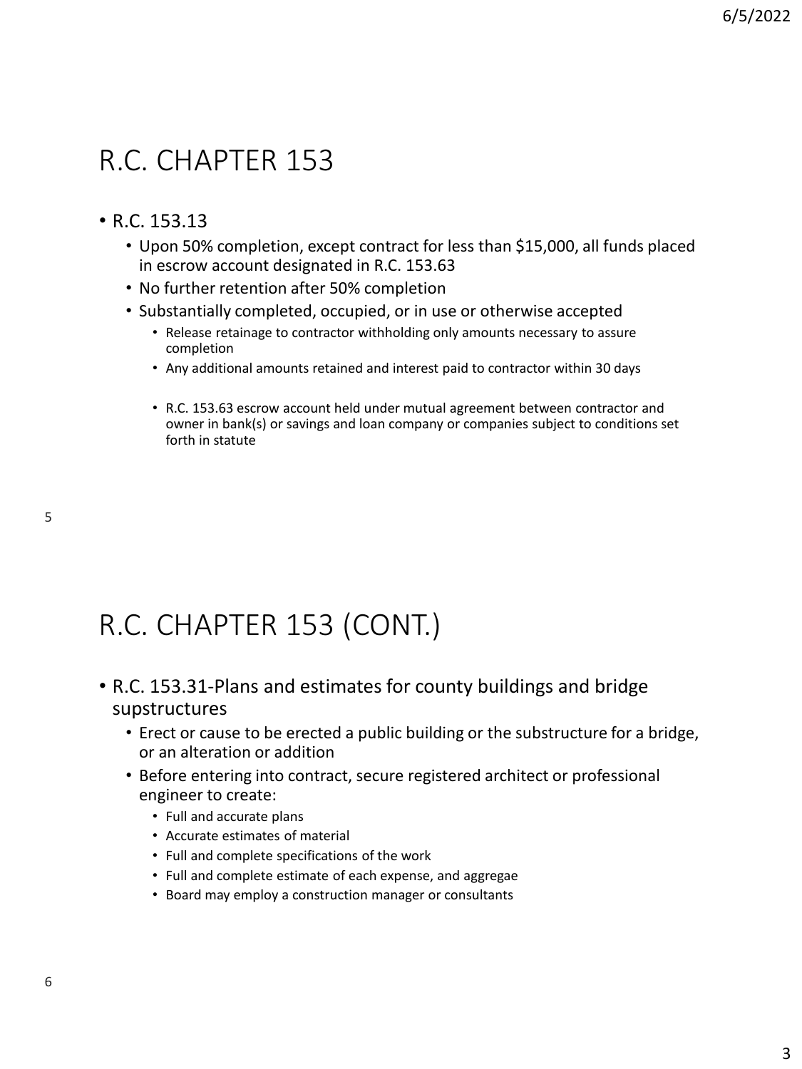## R.C. CHAPTER 153

- R.C. 153.13
  - Upon 50% completion, except contract for less than $15,000, all funds placed in escrow account designated in R.C. 153.63
  - No further retention after 50% completion
  - Substantially completed, occupied, or in use or otherwise accepted
    - Release retainage to contractor withholding only amounts necessary to assure completion
    - Any additional amounts retained and interest paid to contractor within 30 days
    - R.C. 153.63 escrow account held under mutual agreement between contractor and owner in bank(s) or savings and loan company or companies subject to conditions set forth in statute

## R.C. CHAPTER 153 (CONT.)

- R.C. 153.31-Plans and estimates for county buildings and bridge supstructures
  - Erect or cause to be erected a public building or the substructure for a bridge, or an alteration or addition
  - Before entering into contract, secure registered architect or professional engineer to create:
    - Full and accurate plans
    - Accurate estimates of material
    - Full and complete specifications of the work
    - Full and complete estimate of each expense, and aggregae
    - Board may employ a construction manager or consultants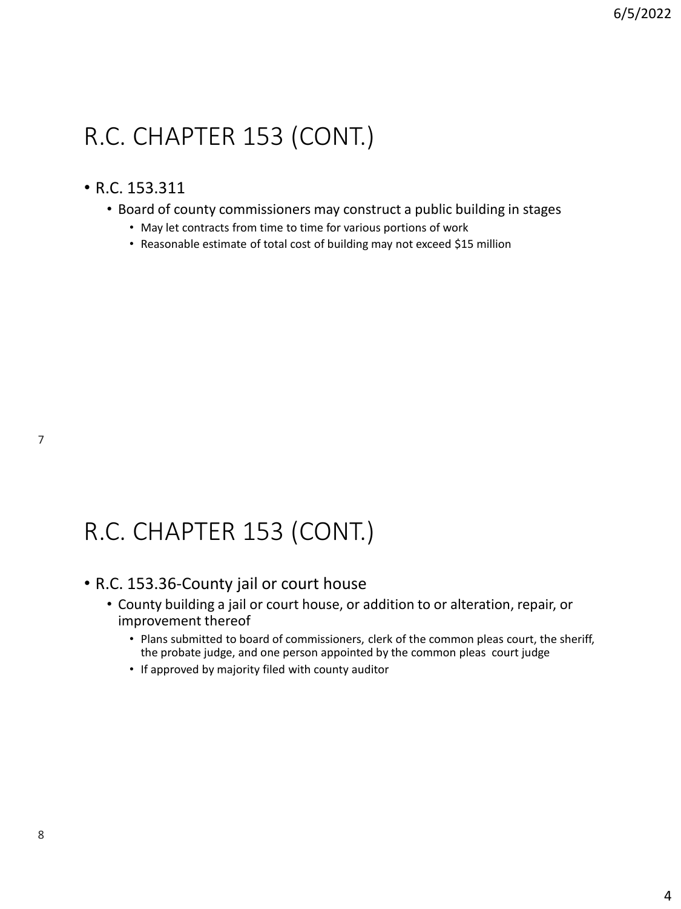# R.C. CHAPTER 153 (CONT.)

- R.C. 153.311
  - Board of county commissioners may construct a public building in stages
    - May let contracts from time to time for various portions of work
    - Reasonable estimate of total cost of building may not exceed $15 million

# R.C. CHAPTER 153 (CONT.)

- R.C. 153.36-County jail or court house
  - County building a jail or court house, or addition to or alteration, repair, or improvement thereof
    - Plans submitted to board of commissioners, clerk of the common pleas court, the sheriff, the probate judge, and one person appointed by the common pleas court judge
    - If approved by majority filed with county auditor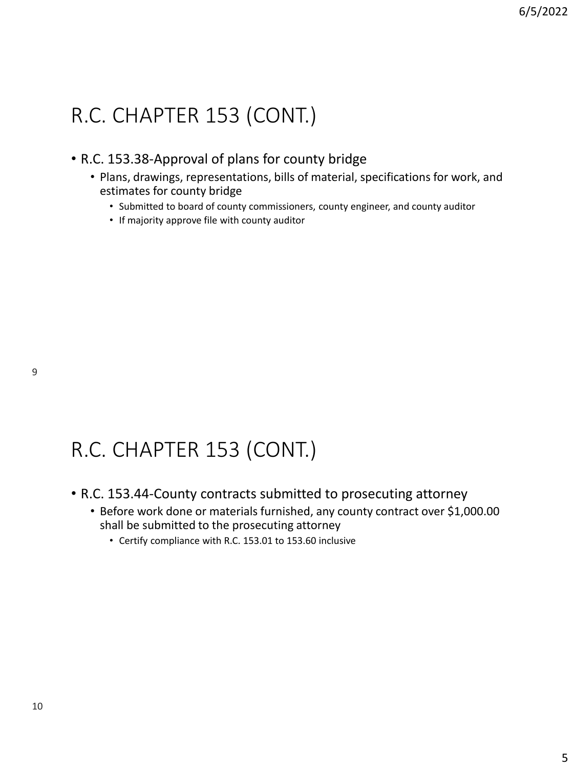## R.C. CHAPTER 153 (CONT.)

- R.C. 153.38-Approval of plans for county bridge
  - Plans, drawings, representations, bills of material, specifications for work, and estimates for county bridge
    - Submitted to board of county commissioners, county engineer, and county auditor
    - If majority approve file with county auditor

## R.C. CHAPTER 153 (CONT.)

- R.C. 153.44-County contracts submitted to prosecuting attorney
  - Before work done or materials furnished, any county contract over $1,000.00 shall be submitted to the prosecuting attorney
    - Certify compliance with R.C. 153.01 to 153.60 inclusive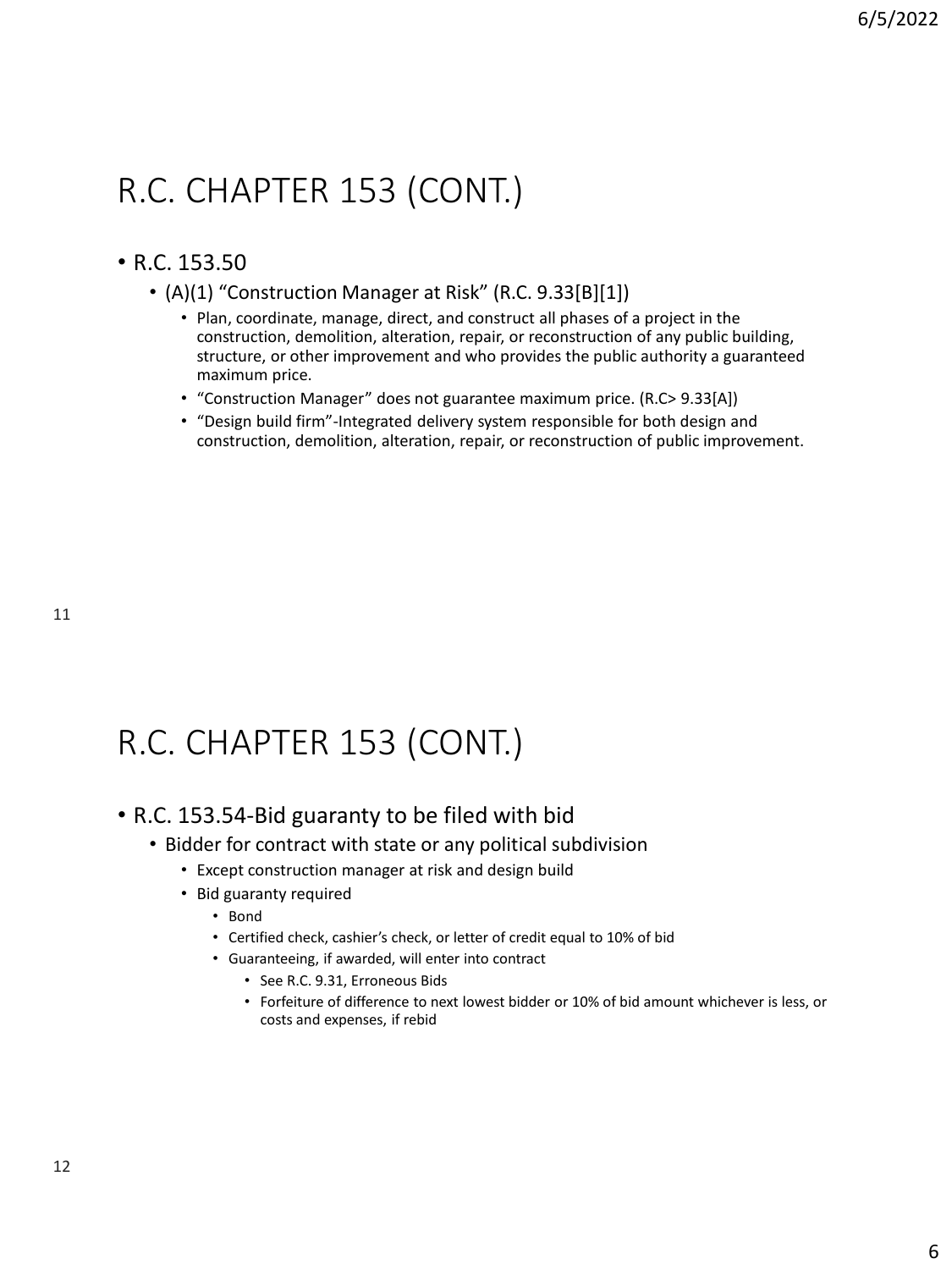# R.C. CHAPTER 153 (CONT.)

- R.C. 153.50
  - (A)(1) “Construction Manager at Risk” (R.C. 9.33[B][1])
    - Plan, coordinate, manage, direct, and construct all phases of a project in the construction, demolition, alteration, repair, or reconstruction of any public building, structure, or other improvement and who provides the public authority a guaranteed maximum price.
    - “Construction Manager” does not guarantee maximum price. (R.C> 9.33[A])
    - “Design build firm”-Integrated delivery system responsible for both design and construction, demolition, alteration, repair, or reconstruction of public improvement.

# R.C. CHAPTER 153 (CONT.)

- R.C. 153.54-Bid guaranty to be filed with bid
  - Bidder for contract with state or any political subdivision
    - Except construction manager at risk and design build
    - Bid guaranty required
      - Bond
      - Certified check, cashier’s check, or letter of credit equal to 10% of bid
      - Guaranteeing, if awarded, will enter into contract
        - See R.C. 9.31, Erroneous Bids
        - Forfeiture of difference to next lowest bidder or 10% of bid amount whichever is less, or costs and expenses, if rebid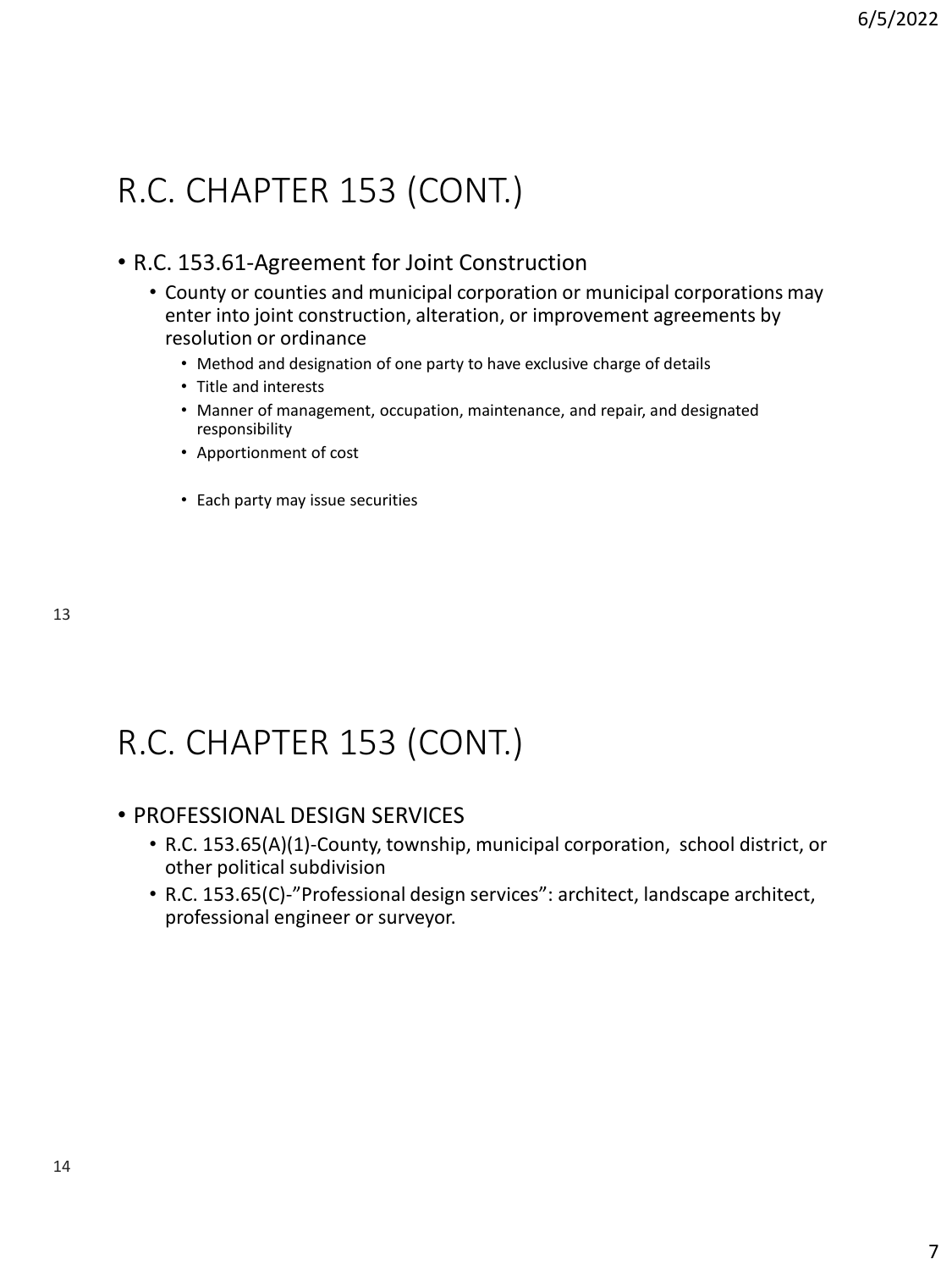## R.C. CHAPTER 153 (CONT.)

- R.C. 153.61-Agreement for Joint Construction
  - County or counties and municipal corporation or municipal corporations may enter into joint construction, alteration, or improvement agreements by resolution or ordinance
    - Method and designation of one party to have exclusive charge of details
    - Title and interests
    - Manner of management, occupation, maintenance, and repair, and designated responsibility
    - Apportionment of cost
    - Each party may issue securities

## R.C. CHAPTER 153 (CONT.)

- PROFESSIONAL DESIGN SERVICES
  - R.C. 153.65(A)(1)-County, township, municipal corporation, school district, or other political subdivision
  - R.C. 153.65(C)-"Professional design services": architect, landscape architect, professional engineer or surveyor.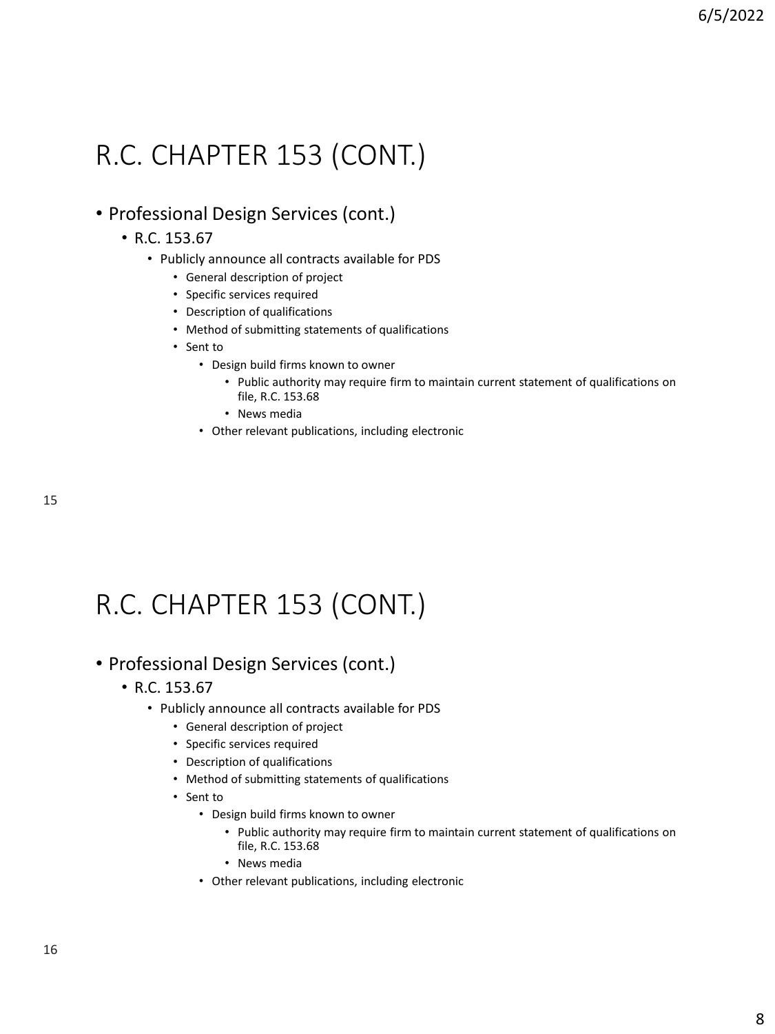# R.C. CHAPTER 153 (CONT.)

- Professional Design Services (cont.)
  - R.C. 153.67
    - Publicly announce all contracts available for PDS
      - General description of project
      - Specific services required
      - Description of qualifications
      - Method of submitting statements of qualifications
      - Sent to
        - Design build firms known to owner
          - Public authority may require firm to maintain current statement of qualifications on file, R.C. 153.68
          - News media
        - Other relevant publications, including electronic

# R.C. CHAPTER 153 (CONT.)

- Professional Design Services (cont.)
  - R.C. 153.67
    - Publicly announce all contracts available for PDS
      - General description of project
      - Specific services required
      - Description of qualifications
      - Method of submitting statements of qualifications
      - Sent to
        - Design build firms known to owner
          - Public authority may require firm to maintain current statement of qualifications on file, R.C. 153.68
          - News media
        - Other relevant publications, including electronic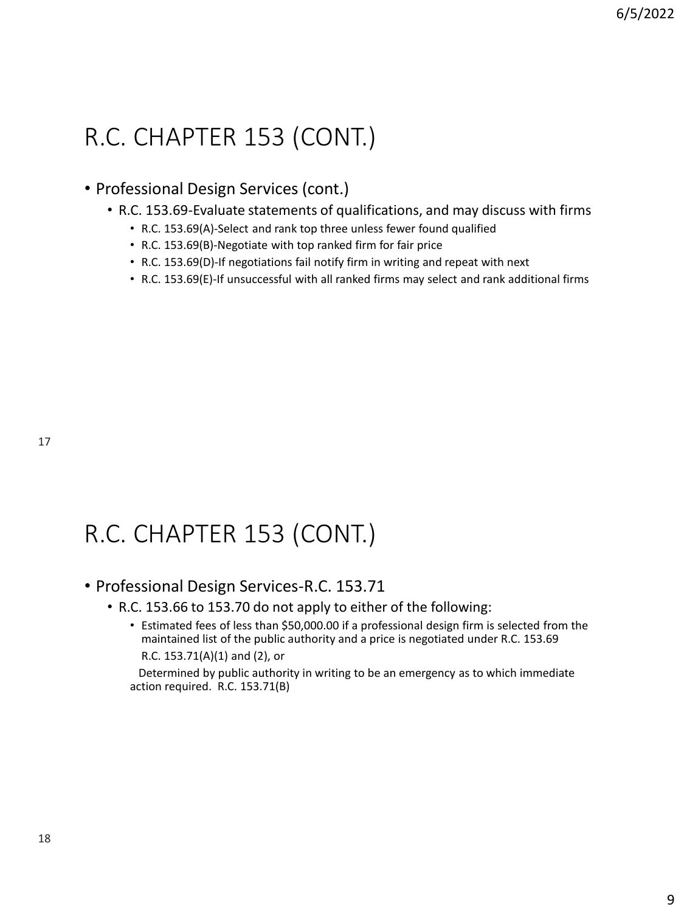## R.C. CHAPTER 153 (CONT.)

- Professional Design Services (cont.)
  - R.C. 153.69-Evaluate statements of qualifications, and may discuss with firms
    - R.C. 153.69(A)-Select and rank top three unless fewer found qualified
    - R.C. 153.69(B)-Negotiate with top ranked firm for fair price
    - R.C. 153.69(D)-If negotiations fail notify firm in writing and repeat with next
    - R.C. 153.69(E)-If unsuccessful with all ranked firms may select and rank additional firms

## R.C. CHAPTER 153 (CONT.)

- Professional Design Services-R.C. 153.71
  - R.C. 153.66 to 153.70 do not apply to either of the following:
    - Estimated fees of less than $50,000.00 if a professional design firm is selected from the maintained list of the public authority and a price is negotiated under R.C. 153.69 R.C. 153.71(A)(1) and (2), or

    Determined by public authority in writing to be an emergency as to which immediate action required. R.C. 153.71(B)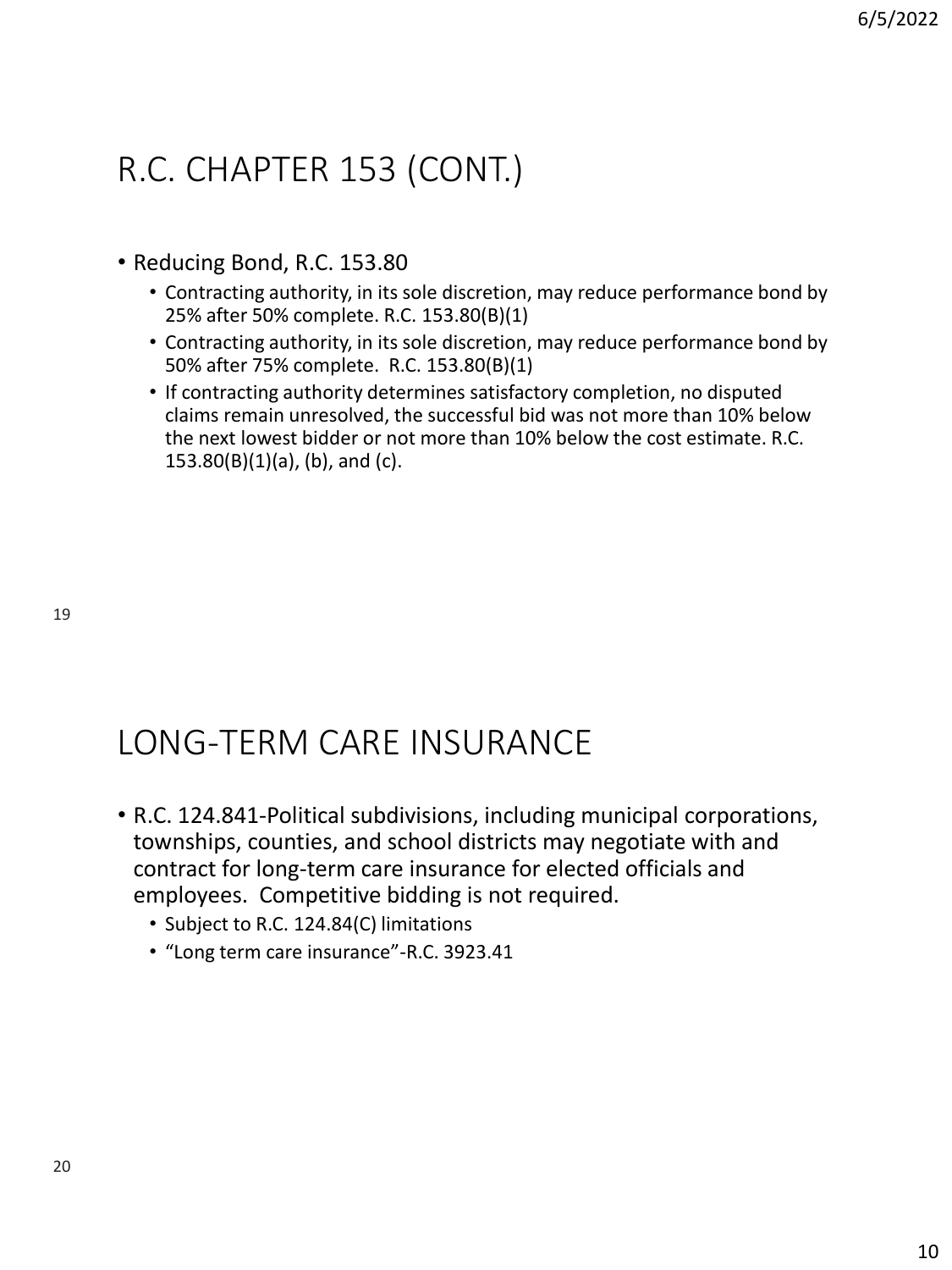## R.C. CHAPTER 153 (CONT.)

- Reducing Bond, R.C. 153.80
  - Contracting authority, in its sole discretion, may reduce performance bond by 25% after 50% complete. R.C. 153.80(B)(1)
  - Contracting authority, in its sole discretion, may reduce performance bond by 50% after 75% complete. R.C. 153.80(B)(1)
  - If contracting authority determines satisfactory completion, no disputed claims remain unresolved, the successful bid was not more than 10% below the next lowest bidder or not more than 10% below the cost estimate. R.C. 153.80(B)(1)(a), (b), and (c).

## LONG-TERM CARE INSURANCE

- R.C. 124.841-Political subdivisions, including municipal corporations, townships, counties, and school districts may negotiate with and contract for long-term care insurance for elected officials and employees. Competitive bidding is not required.
  - Subject to R.C. 124.84(C) limitations
  - "Long term care insurance"-R.C. 3923.41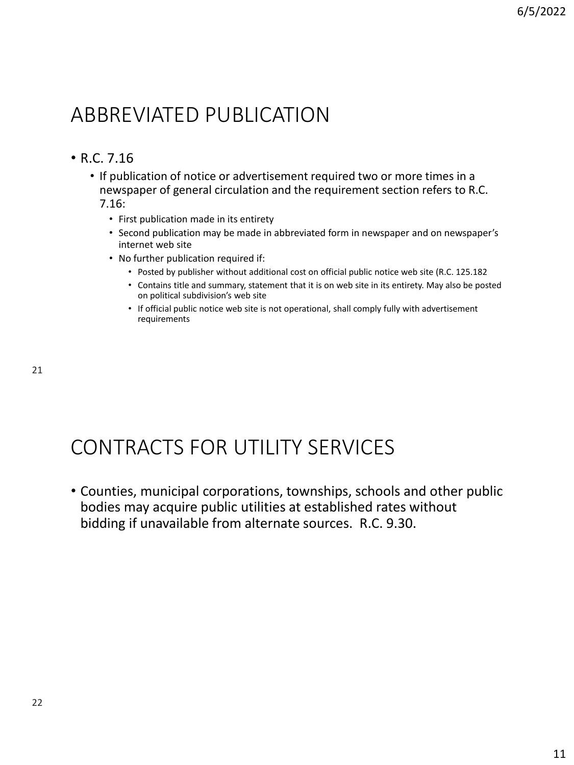## ABBREVIATED PUBLICATION

- R.C. 7.16
  - If publication of notice or advertisement required two or more times in a newspaper of general circulation and the requirement section refers to R.C. 7.16:
    - First publication made in its entirety
    - Second publication may be made in abbreviated form in newspaper and on newspaper's internet web site
    - No further publication required if:
      - Posted by publisher without additional cost on official public notice web site (R.C. 125.182
      - Contains title and summary, statement that it is on web site in its entirety. May also be posted on political subdivision's web site
      - If official public notice web site is not operational, shall comply fully with advertisement requirements

## CONTRACTS FOR UTILITY SERVICES

- Counties, municipal corporations, townships, schools and other public bodies may acquire public utilities at established rates without bidding if unavailable from alternate sources. R.C. 9.30.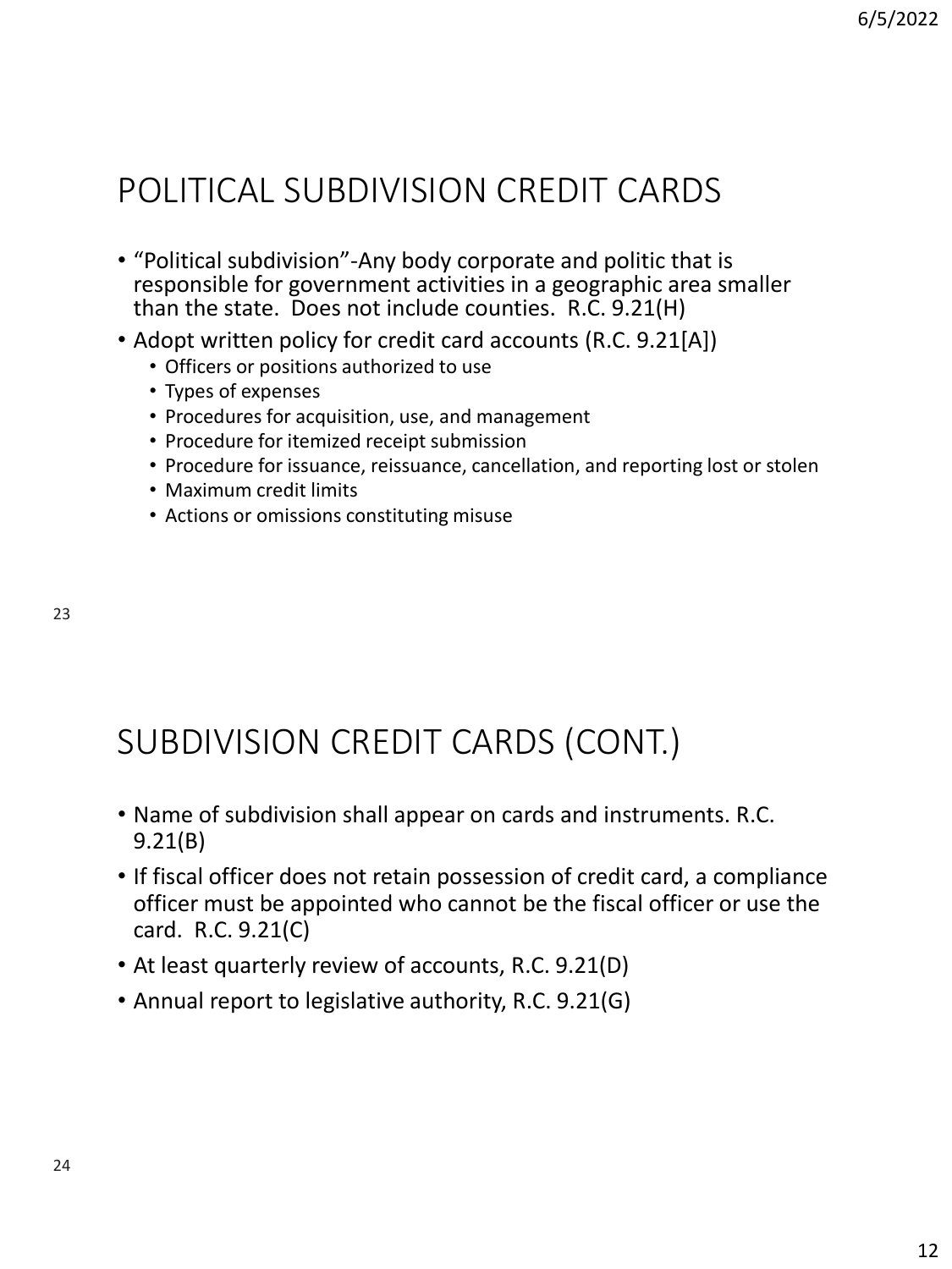## POLITICAL SUBDIVISION CREDIT CARDS

- "Political subdivision"-Any body corporate and politic that is responsible for government activities in a geographic area smaller than the state. Does not include counties. R.C. 9.21(H)
- Adopt written policy for credit card accounts (R.C. 9.21[A])
  - Officers or positions authorized to use
  - Types of expenses
  - Procedures for acquisition, use, and management
  - Procedure for itemized receipt submission
  - Procedure for issuance, reissuance, cancellation, and reporting lost or stolen
  - Maximum credit limits
  - Actions or omissions constituting misuse

## SUBDIVISION CREDIT CARDS (CONT.)

- Name of subdivision shall appear on cards and instruments. R.C. 9.21(B)
- If fiscal officer does not retain possession of credit card, a compliance officer must be appointed who cannot be the fiscal officer or use the card. R.C. 9.21(C)
- At least quarterly review of accounts, R.C. 9.21(D)
- Annual report to legislative authority, R.C. 9.21(G)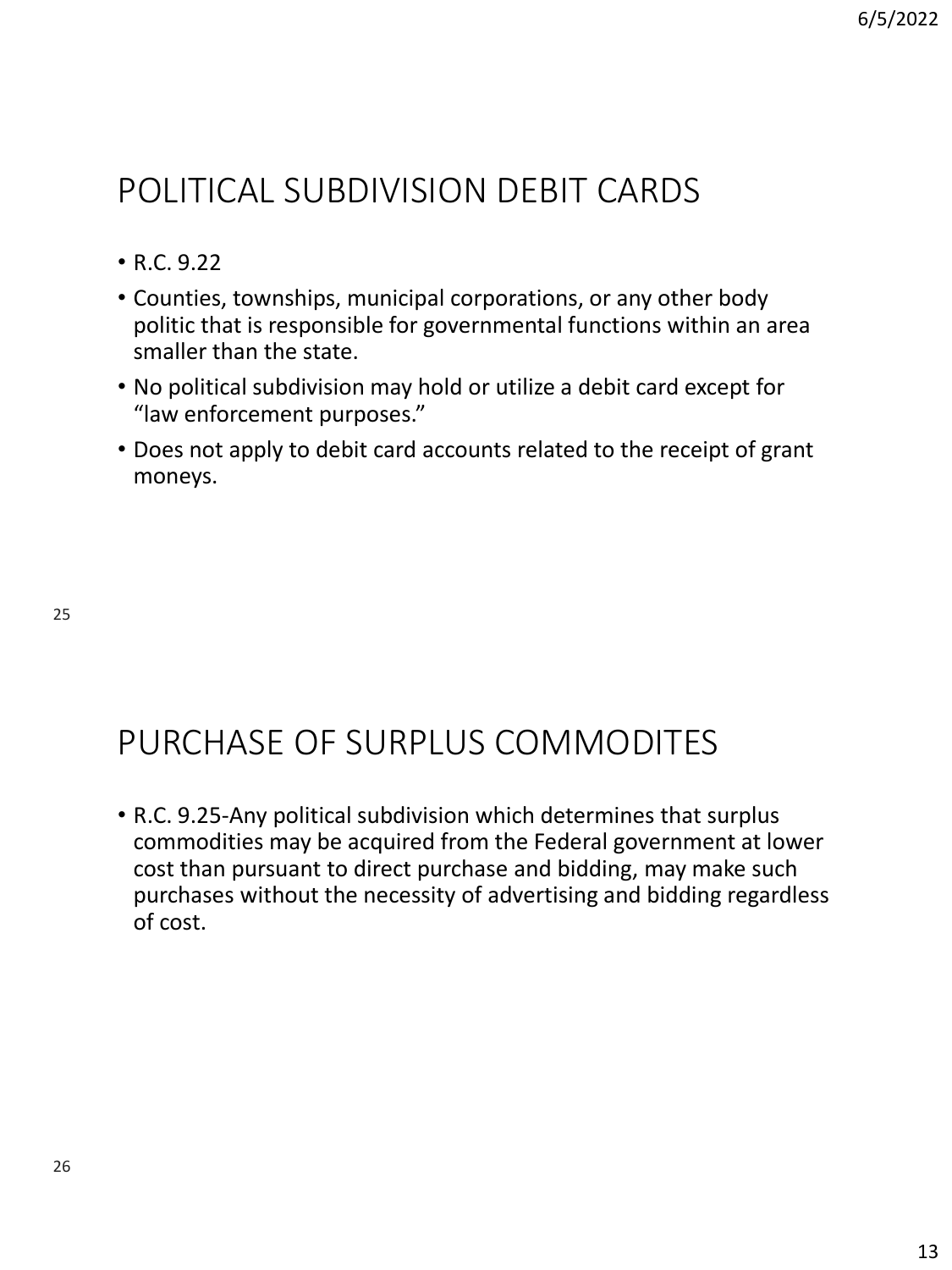## POLITICAL SUBDIVISION DEBIT CARDS

- R.C. 9.22
- Counties, townships, municipal corporations, or any other body politic that is responsible for governmental functions within an area smaller than the state.
- No political subdivision may hold or utilize a debit card except for "law enforcement purposes."
- Does not apply to debit card accounts related to the receipt of grant moneys.

## PURCHASE OF SURPLUS COMMODITES

- R.C. 9.25-Any political subdivision which determines that surplus commodities may be acquired from the Federal government at lower cost than pursuant to direct purchase and bidding, may make such purchases without the necessity of advertising and bidding regardless of cost.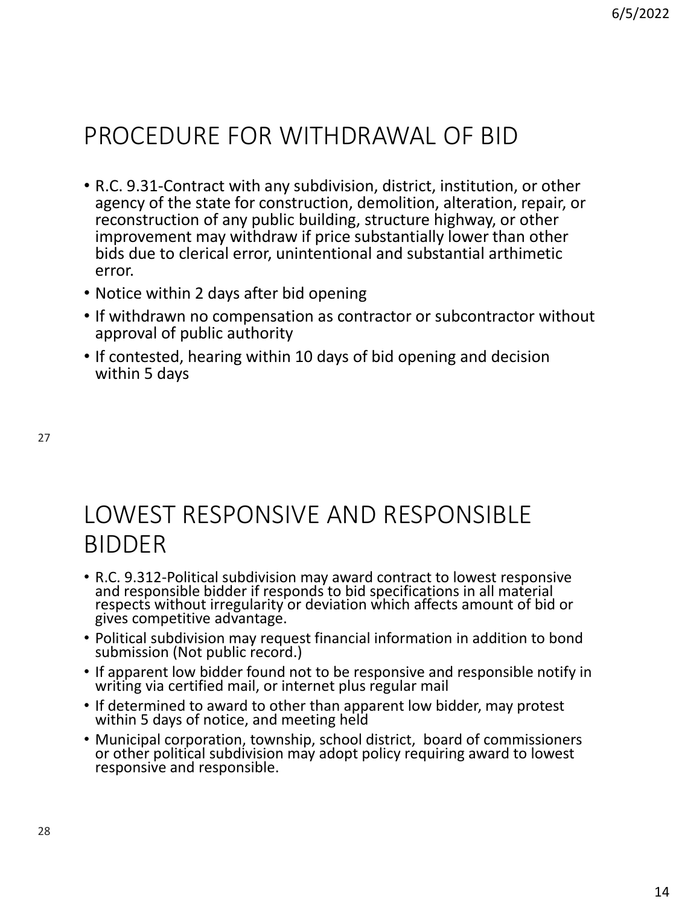## PROCEDURE FOR WITHDRAWAL OF BID

- R.C. 9.31-Contract with any subdivision, district, institution, or other agency of the state for construction, demolition, alteration, repair, or reconstruction of any public building, structure highway, or other improvement may withdraw if price substantially lower than other bids due to clerical error, unintentional and substantial arthimetic error.
- Notice within 2 days after bid opening
- If withdrawn no compensation as contractor or subcontractor without approval of public authority
- If contested, hearing within 10 days of bid opening and decision within 5 days

## LOWEST RESPONSIVE AND RESPONSIBLE BIDDER

- R.C. 9.312-Political subdivision may award contract to lowest responsive and responsible bidder if responds to bid specifications in all material respects without irregularity or deviation which affects amount of bid or gives competitive advantage.
- Political subdivision may request financial information in addition to bond submission (Not public record.)
- If apparent low bidder found not to be responsive and responsible notify in writing via certified mail, or internet plus regular mail
- If determined to award to other than apparent low bidder, may protest within 5 days of notice, and meeting held
- Municipal corporation, township, school district, board of commissioners or other political subdivision may adopt policy requiring award to lowest responsive and responsible.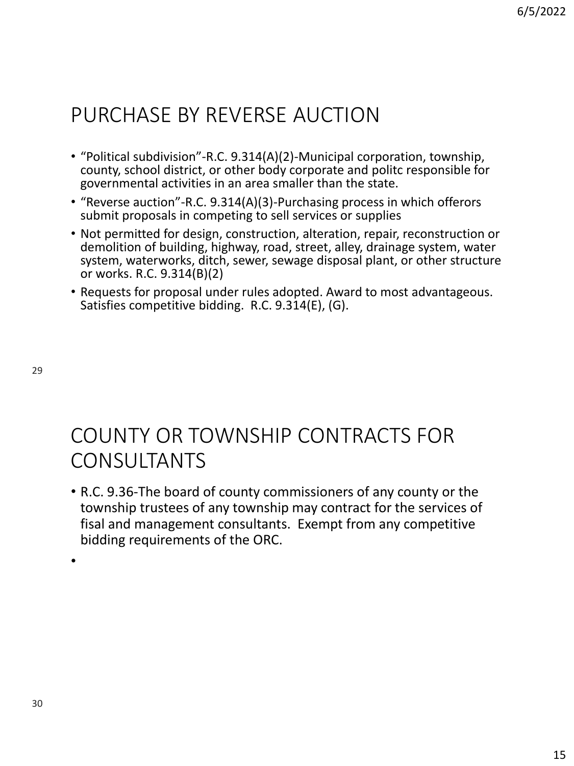## PURCHASE BY REVERSE AUCTION

- "Political subdivision"-R.C. 9.314(A)(2)-Municipal corporation, township, county, school district, or other body corporate and politc responsible for governmental activities in an area smaller than the state.
- "Reverse auction"-R.C. 9.314(A)(3)-Purchasing process in which offerors submit proposals in competing to sell services or supplies
- Not permitted for design, construction, alteration, repair, reconstruction or demolition of building, highway, road, street, alley, drainage system, water system, waterworks, ditch, sewer, sewage disposal plant, or other structure or works. R.C. 9.314(B)(2)
- Requests for proposal under rules adopted. Award to most advantageous. Satisfies competitive bidding. R.C. 9.314(E), (G).

## COUNTY OR TOWNSHIP CONTRACTS FOR CONSULTANTS

- R.C. 9.36-The board of county commissioners of any county or the township trustees of any township may contract for the services of fisal and management consultants. Exempt from any competitive bidding requirements of the ORC.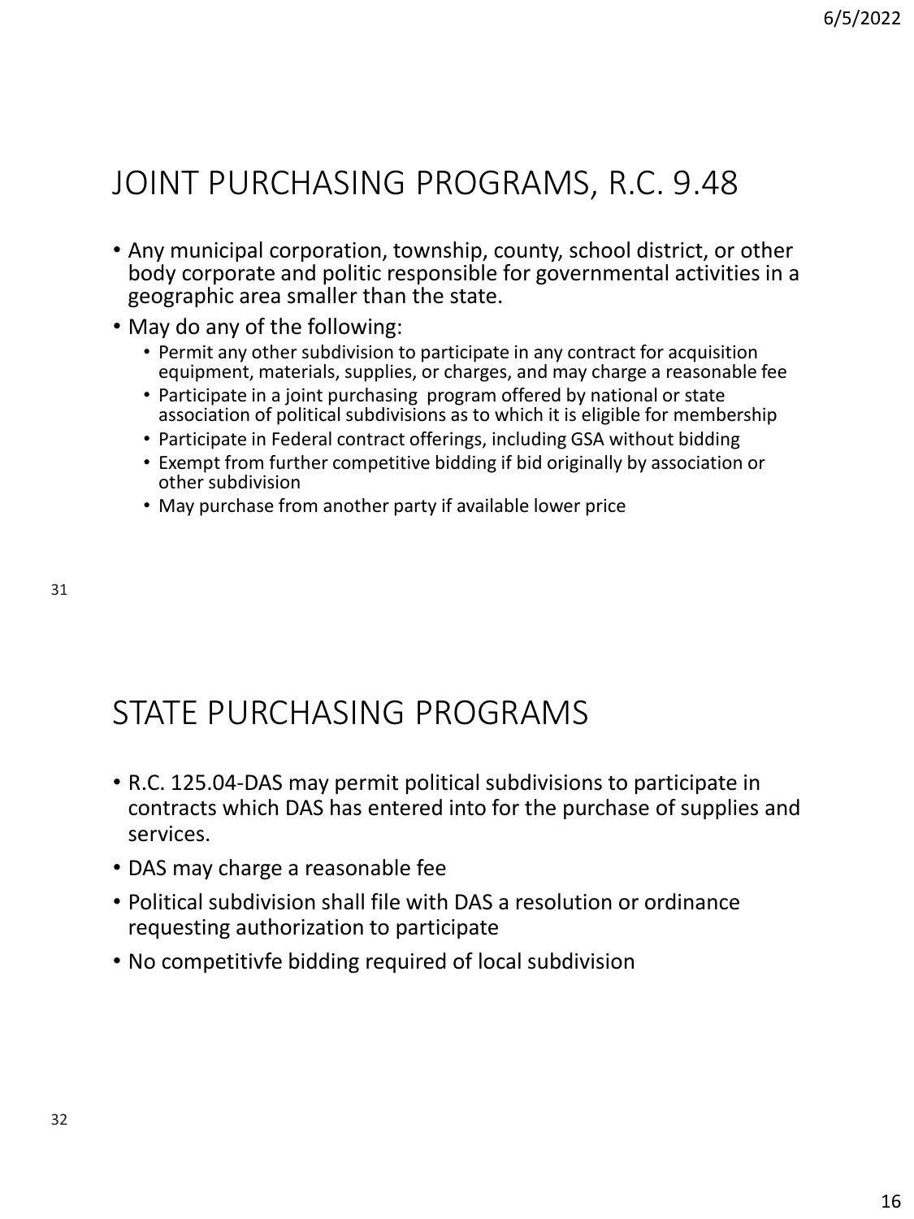## JOINT PURCHASING PROGRAMS, R.C. 9.48

- Any municipal corporation, township, county, school district, or other body corporate and politic responsible for governmental activities in a geographic area smaller than the state.
- May do any of the following:
  - Permit any other subdivision to participate in any contract for acquisition equipment, materials, supplies, or charges, and may charge a reasonable fee
  - Participate in a joint purchasing program offered by national or state association of political subdivisions as to which it is eligible for membership
  - Participate in Federal contract offerings, including GSA without bidding
  - Exempt from further competitive bidding if bid originally by association or other subdivision
  - May purchase from another party if available lower price

## STATE PURCHASING PROGRAMS

- R.C. 125.04-DAS may permit political subdivisions to participate in contracts which DAS has entered into for the purchase of supplies and services.
- DAS may charge a reasonable fee
- Political subdivision shall file with DAS a resolution or ordinance requesting authorization to participate
- No competitivfe bidding required of local subdivision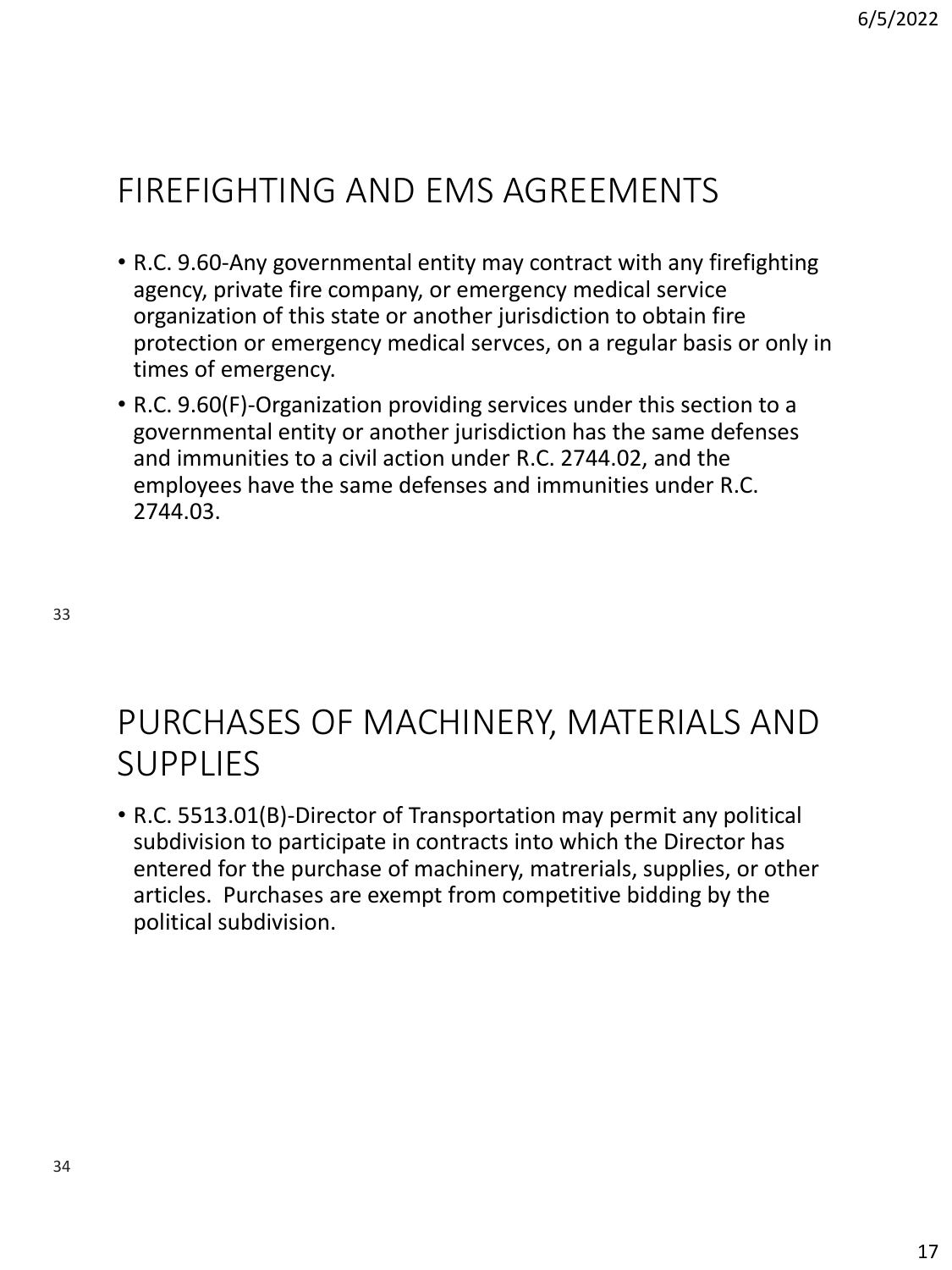## FIREFIGHTING AND EMS AGREEMENTS

- R.C. 9.60-Any governmental entity may contract with any firefighting agency, private fire company, or emergency medical service organization of this state or another jurisdiction to obtain fire protection or emergency medical servces, on a regular basis or only in times of emergency.
- R.C. 9.60(F)-Organization providing services under this section to a governmental entity or another jurisdiction has the same defenses and immunities to a civil action under R.C. 2744.02, and the employees have the same defenses and immunities under R.C. 2744.03.

## PURCHASES OF MACHINERY, MATERIALS AND SUPPLIES

- R.C. 5513.01(B)-Director of Transportation may permit any political subdivision to participate in contracts into which the Director has entered for the purchase of machinery, matrerials, supplies, or other articles. Purchases are exempt from competitive bidding by the political subdivision.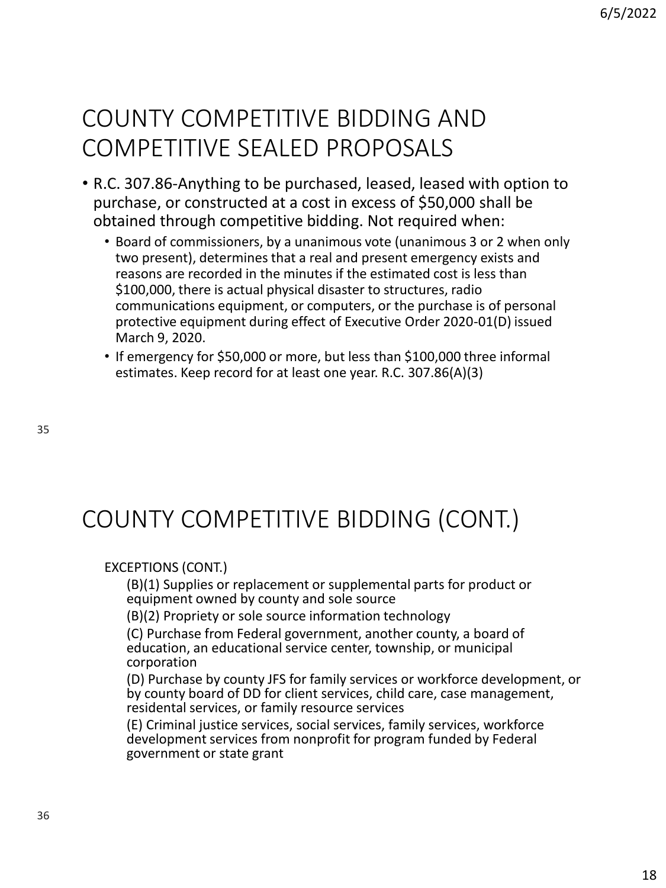# COUNTY COMPETITIVE BIDDING AND COMPETITIVE SEALED PROPOSALS

- R.C. 307.86-Anything to be purchased, leased, leased with option to purchase, or constructed at a cost in excess of $50,000 shall be obtained through competitive bidding. Not required when:
  - Board of commissioners, by a unanimous vote (unanimous 3 or 2 when only two present), determines that a real and present emergency exists and reasons are recorded in the minutes if the estimated cost is less than $100,000, there is actual physical disaster to structures, radio communications equipment, or computers, or the purchase is of personal protective equipment during effect of Executive Order 2020-01(D) issued March 9, 2020.
  - If emergency for $50,000 or more, but less than $100,000 three informal estimates. Keep record for at least one year. R.C. 307.86(A)(3)

# COUNTY COMPETITIVE BIDDING (CONT.)

EXCEPTIONS (CONT.)

(B)(1) Supplies or replacement or supplemental parts for product or equipment owned by county and sole source

(B)(2) Propriety or sole source information technology

(C) Purchase from Federal government, another county, a board of education, an educational service center, township, or municipal corporation

(D) Purchase by county JFS for family services or workforce development, or by county board of DD for client services, child care, case management, residental services, or family resource services

(E) Criminal justice services, social services, family services, workforce development services from nonprofit for program funded by Federal government or state grant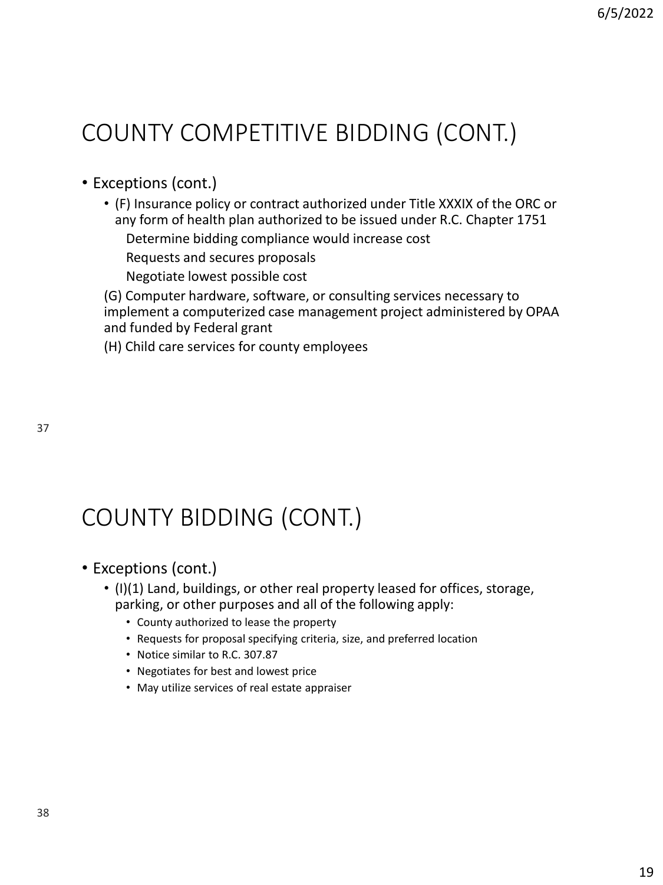## COUNTY COMPETITIVE BIDDING (CONT.)

- Exceptions (cont.)
  - (F) Insurance policy or contract authorized under Title XXXIX of the ORC or any form of health plan authorized to be issued under R.C. Chapter 1751
    - Determine bidding compliance would increase cost
    - Requests and secures proposals
    - Negotiate lowest possible cost

  (G) Computer hardware, software, or consulting services necessary to implement a computerized case management project administered by OPAA and funded by Federal grant

  (H) Child care services for county employees

## COUNTY BIDDING (CONT.)

- Exceptions (cont.)
  - (I)(1) Land, buildings, or other real property leased for offices, storage, parking, or other purposes and all of the following apply:
    - County authorized to lease the property
    - Requests for proposal specifying criteria, size, and preferred location
    - Notice similar to R.C. 307.87
    - Negotiates for best and lowest price
    - May utilize services of real estate appraiser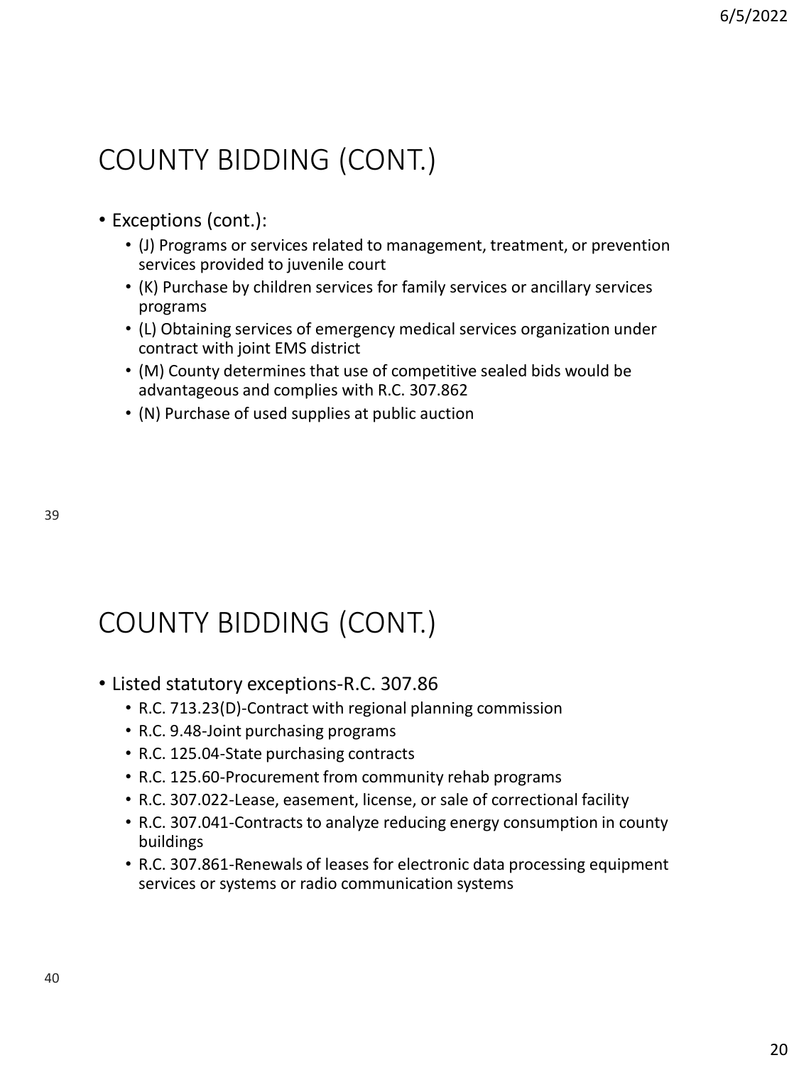# COUNTY BIDDING (CONT.)

- Exceptions (cont.):
  - (J) Programs or services related to management, treatment, or prevention services provided to juvenile court
  - (K) Purchase by children services for family services or ancillary services programs
  - (L) Obtaining services of emergency medical services organization under contract with joint EMS district
  - (M) County determines that use of competitive sealed bids would be advantageous and complies with R.C. 307.862
  - (N) Purchase of used supplies at public auction

# COUNTY BIDDING (CONT.)

- Listed statutory exceptions-R.C. 307.86
  - R.C. 713.23(D)-Contract with regional planning commission
  - R.C. 9.48-Joint purchasing programs
  - R.C. 125.04-State purchasing contracts
  - R.C. 125.60-Procurement from community rehab programs
  - R.C. 307.022-Lease, easement, license, or sale of correctional facility
  - R.C. 307.041-Contracts to analyze reducing energy consumption in county buildings
  - R.C. 307.861-Renewals of leases for electronic data processing equipment services or systems or radio communication systems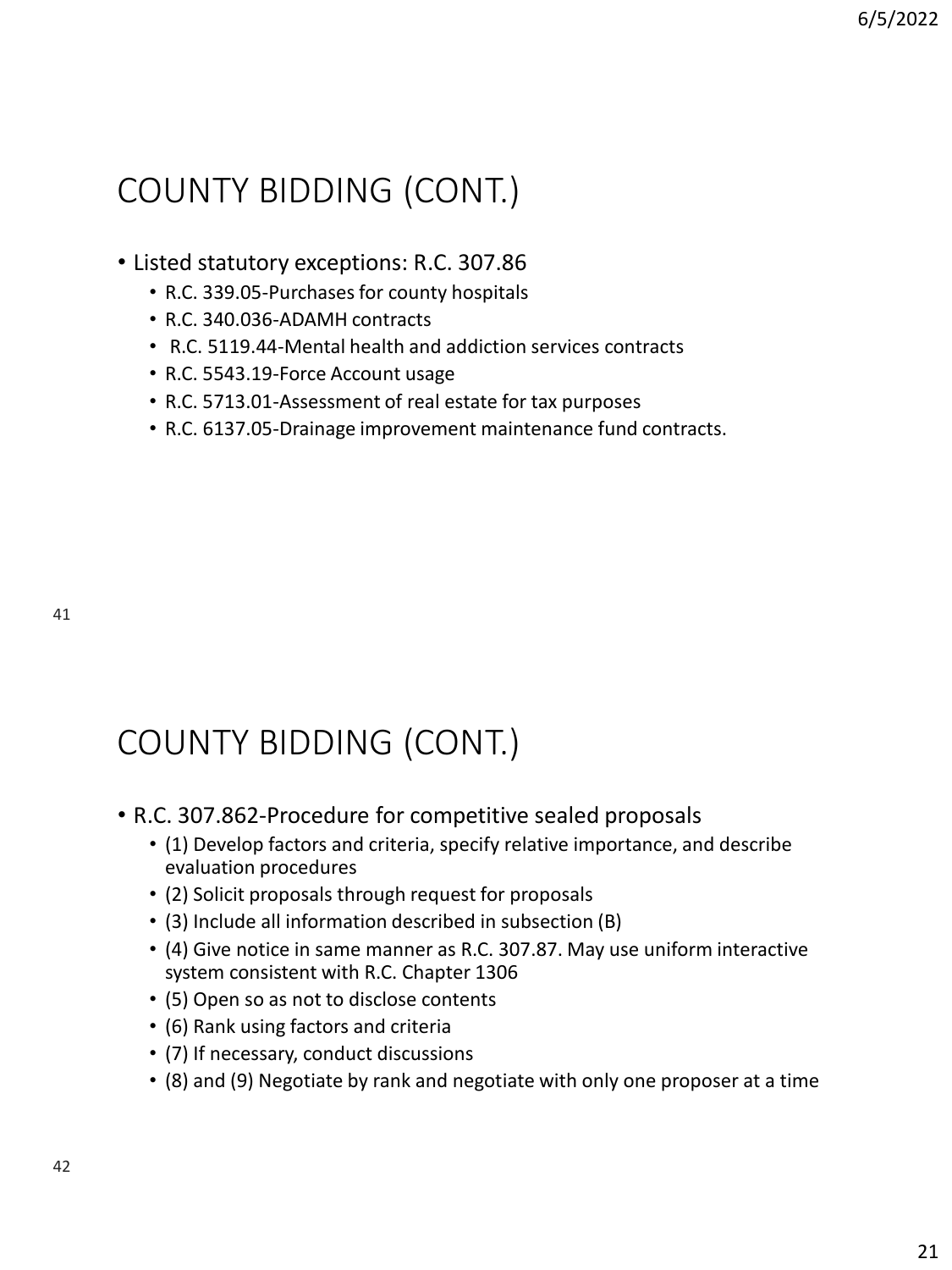# COUNTY BIDDING (CONT.)

- Listed statutory exceptions: R.C. 307.86
  - R.C. 339.05-Purchases for county hospitals
  - R.C. 340.036-ADAMH contracts
  - R.C. 5119.44-Mental health and addiction services contracts
  - R.C. 5543.19-Force Account usage
  - R.C. 5713.01-Assessment of real estate for tax purposes
  - R.C. 6137.05-Drainage improvement maintenance fund contracts.

# COUNTY BIDDING (CONT.)

- R.C. 307.862-Procedure for competitive sealed proposals
  - (1) Develop factors and criteria, specify relative importance, and describe evaluation procedures
  - (2) Solicit proposals through request for proposals
  - (3) Include all information described in subsection (B)
  - (4) Give notice in same manner as R.C. 307.87. May use uniform interactive system consistent with R.C. Chapter 1306
  - (5) Open so as not to disclose contents
  - (6) Rank using factors and criteria
  - (7) If necessary, conduct discussions
  - (8) and (9) Negotiate by rank and negotiate with only one proposer at a time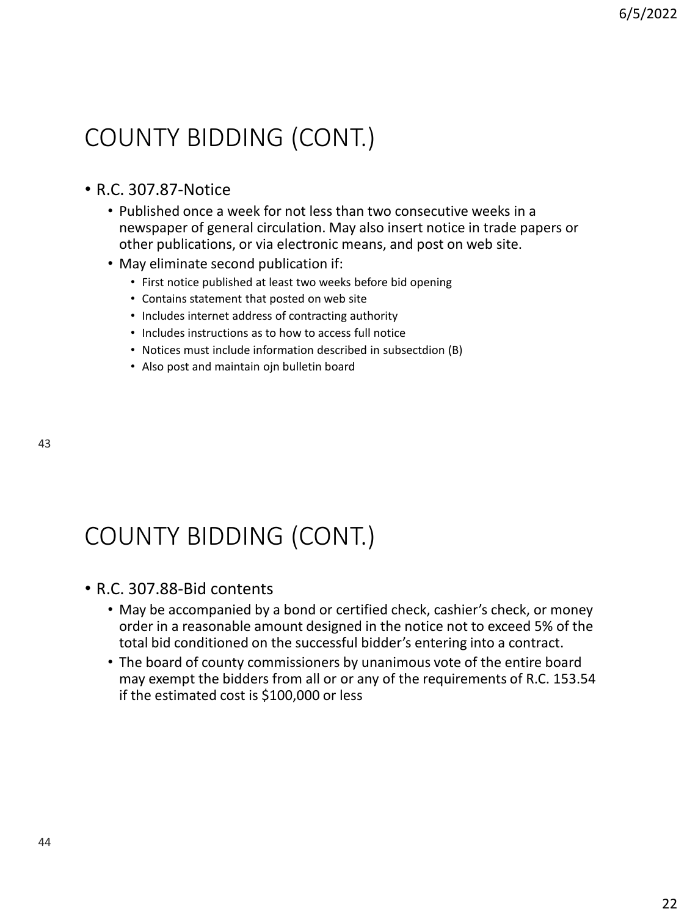## COUNTY BIDDING (CONT.)

- R.C. 307.87-Notice
  - Published once a week for not less than two consecutive weeks in a newspaper of general circulation. May also insert notice in trade papers or other publications, or via electronic means, and post on web site.
  - May eliminate second publication if:
    - First notice published at least two weeks before bid opening
    - Contains statement that posted on web site
    - Includes internet address of contracting authority
    - Includes instructions as to how to access full notice
    - Notices must include information described in subsectdion (B)
    - Also post and maintain ojn bulletin board

## COUNTY BIDDING (CONT.)

- R.C. 307.88-Bid contents
  - May be accompanied by a bond or certified check, cashier's check, or money order in a reasonable amount designed in the notice not to exceed 5% of the total bid conditioned on the successful bidder's entering into a contract.
  - The board of county commissioners by unanimous vote of the entire board may exempt the bidders from all or or any of the requirements of R.C. 153.54 if the estimated cost is $100,000 or less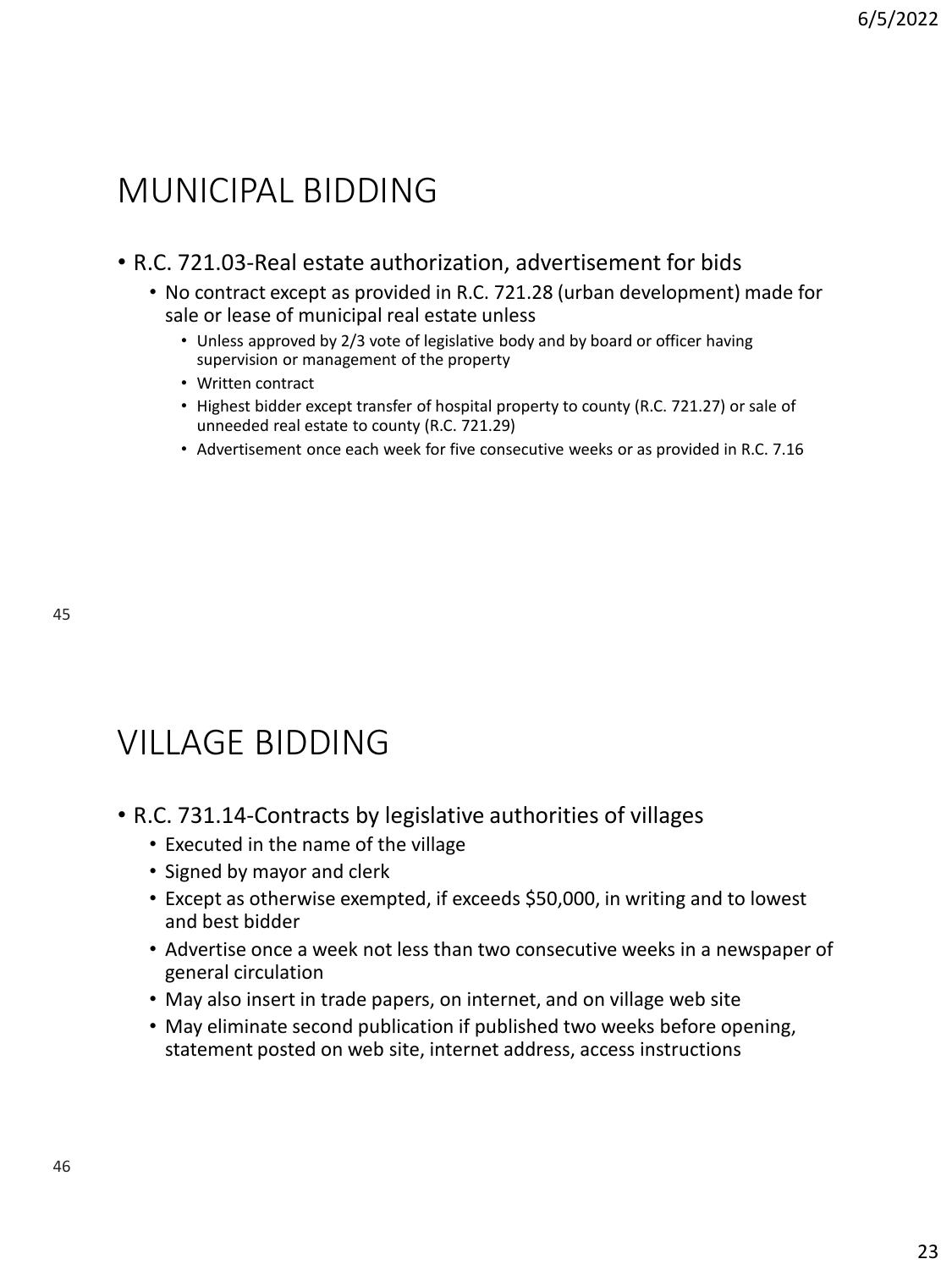## MUNICIPAL BIDDING

- R.C. 721.03-Real estate authorization, advertisement for bids
  - No contract except as provided in R.C. 721.28 (urban development) made for sale or lease of municipal real estate unless
    - Unless approved by 2/3 vote of legislative body and by board or officer having supervision or management of the property
    - Written contract
    - Highest bidder except transfer of hospital property to county (R.C. 721.27) or sale of unneeded real estate to county (R.C. 721.29)
    - Advertisement once each week for five consecutive weeks or as provided in R.C. 7.16

## VILLAGE BIDDING

- R.C. 731.14-Contracts by legislative authorities of villages
  - Executed in the name of the village
  - Signed by mayor and clerk
  - Except as otherwise exempted, if exceeds $50,000, in writing and to lowest and best bidder
  - Advertise once a week not less than two consecutive weeks in a newspaper of general circulation
  - May also insert in trade papers, on internet, and on village web site
  - May eliminate second publication if published two weeks before opening, statement posted on web site, internet address, access instructions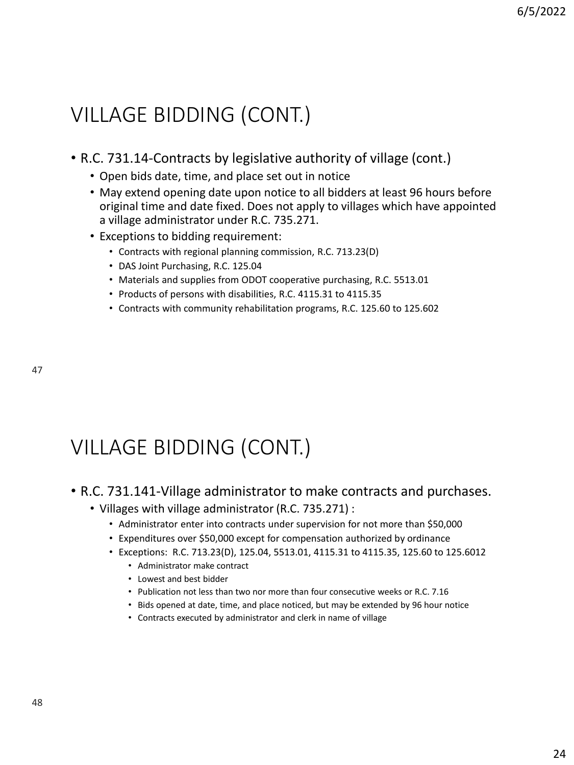## VILLAGE BIDDING (CONT.)

- R.C. 731.14-Contracts by legislative authority of village (cont.)
  - Open bids date, time, and place set out in notice
  - May extend opening date upon notice to all bidders at least 96 hours before original time and date fixed. Does not apply to villages which have appointed a village administrator under R.C. 735.271.
  - Exceptions to bidding requirement:
    - Contracts with regional planning commission, R.C. 713.23(D)
    - DAS Joint Purchasing, R.C. 125.04
    - Materials and supplies from ODOT cooperative purchasing, R.C. 5513.01
    - Products of persons with disabilities, R.C. 4115.31 to 4115.35
    - Contracts with community rehabilitation programs, R.C. 125.60 to 125.602

## VILLAGE BIDDING (CONT.)

- R.C. 731.141-Village administrator to make contracts and purchases.
  - Villages with village administrator (R.C. 735.271) :
    - Administrator enter into contracts under supervision for not more than $50,000
    - Expenditures over $50,000 except for compensation authorized by ordinance
    - Exceptions: R.C. 713.23(D), 125.04, 5513.01, 4115.31 to 4115.35, 125.60 to 125.6012
      - Administrator make contract
      - Lowest and best bidder
      - Publication not less than two nor more than four consecutive weeks or R.C. 7.16
      - Bids opened at date, time, and place noticed, but may be extended by 96 hour notice
      - Contracts executed by administrator and clerk in name of village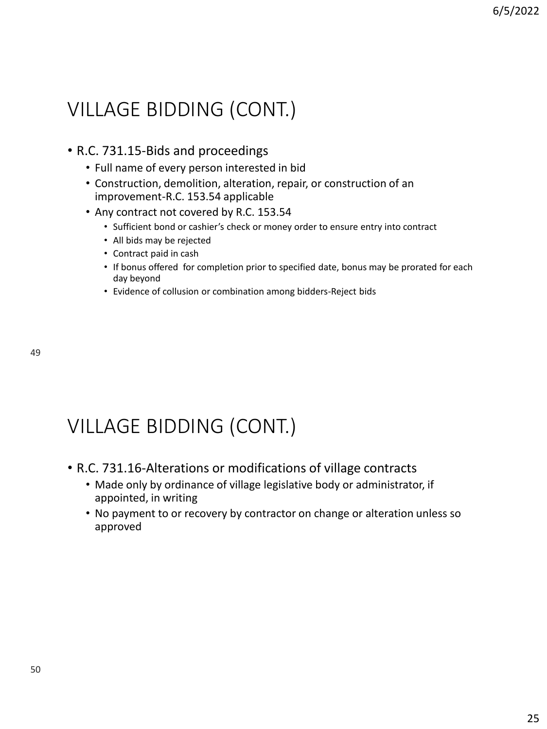# VILLAGE BIDDING (CONT.)

- R.C. 731.15-Bids and proceedings
  - Full name of every person interested in bid
  - Construction, demolition, alteration, repair, or construction of an improvement-R.C. 153.54 applicable
  - Any contract not covered by R.C. 153.54
    - Sufficient bond or cashier's check or money order to ensure entry into contract
    - All bids may be rejected
    - Contract paid in cash
    - If bonus offered for completion prior to specified date, bonus may be prorated for each day beyond
    - Evidence of collusion or combination among bidders-Reject bids

# VILLAGE BIDDING (CONT.)

- R.C. 731.16-Alterations or modifications of village contracts
  - Made only by ordinance of village legislative body or administrator, if appointed, in writing
  - No payment to or recovery by contractor on change or alteration unless so approved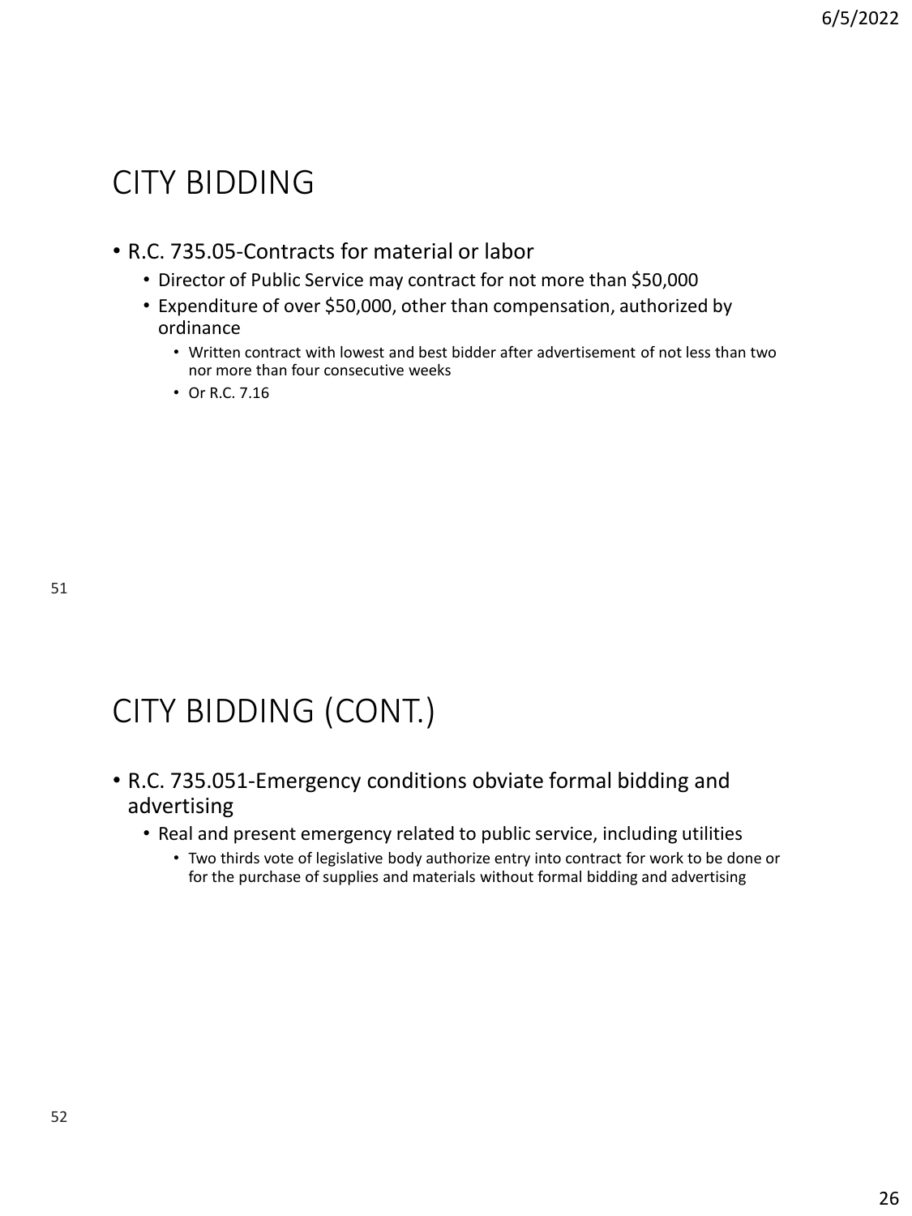# CITY BIDDING

- R.C. 735.05-Contracts for material or labor
  - Director of Public Service may contract for not more than $50,000
  - Expenditure of over $50,000, other than compensation, authorized by ordinance
    - Written contract with lowest and best bidder after advertisement of not less than two nor more than four consecutive weeks
    - Or R.C. 7.16

# CITY BIDDING (CONT.)

- R.C. 735.051-Emergency conditions obviate formal bidding and advertising
  - Real and present emergency related to public service, including utilities
    - Two thirds vote of legislative body authorize entry into contract for work to be done or for the purchase of supplies and materials without formal bidding and advertising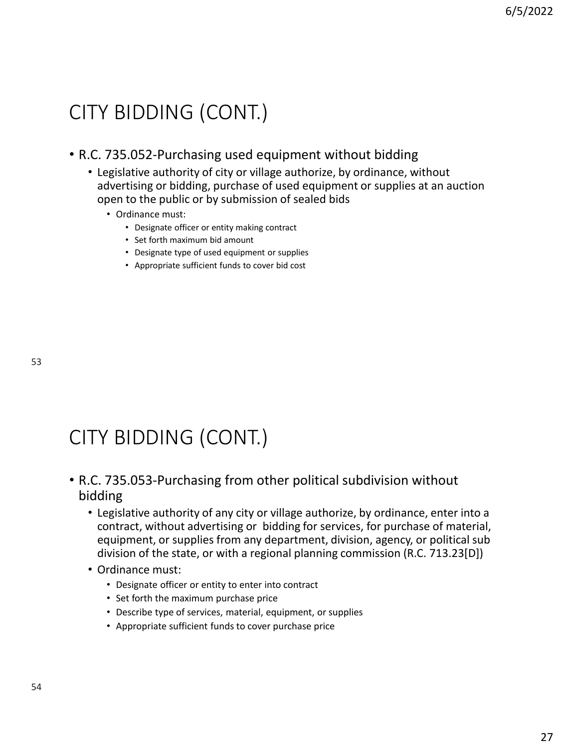# CITY BIDDING (CONT.)

- R.C. 735.052-Purchasing used equipment without bidding
  - Legislative authority of city or village authorize, by ordinance, without advertising or bidding, purchase of used equipment or supplies at an auction open to the public or by submission of sealed bids
    - Ordinance must:
      - Designate officer or entity making contract
      - Set forth maximum bid amount
      - Designate type of used equipment or supplies
      - Appropriate sufficient funds to cover bid cost

# CITY BIDDING (CONT.)

- R.C. 735.053-Purchasing from other political subdivision without bidding
  - Legislative authority of any city or village authorize, by ordinance, enter into a contract, without advertising or bidding for services, for purchase of material, equipment, or supplies from any department, division, agency, or political sub division of the state, or with a regional planning commission (R.C. 713.23[D])
  - Ordinance must:
    - Designate officer or entity to enter into contract
    - Set forth the maximum purchase price
    - Describe type of services, material, equipment, or supplies
    - Appropriate sufficient funds to cover purchase price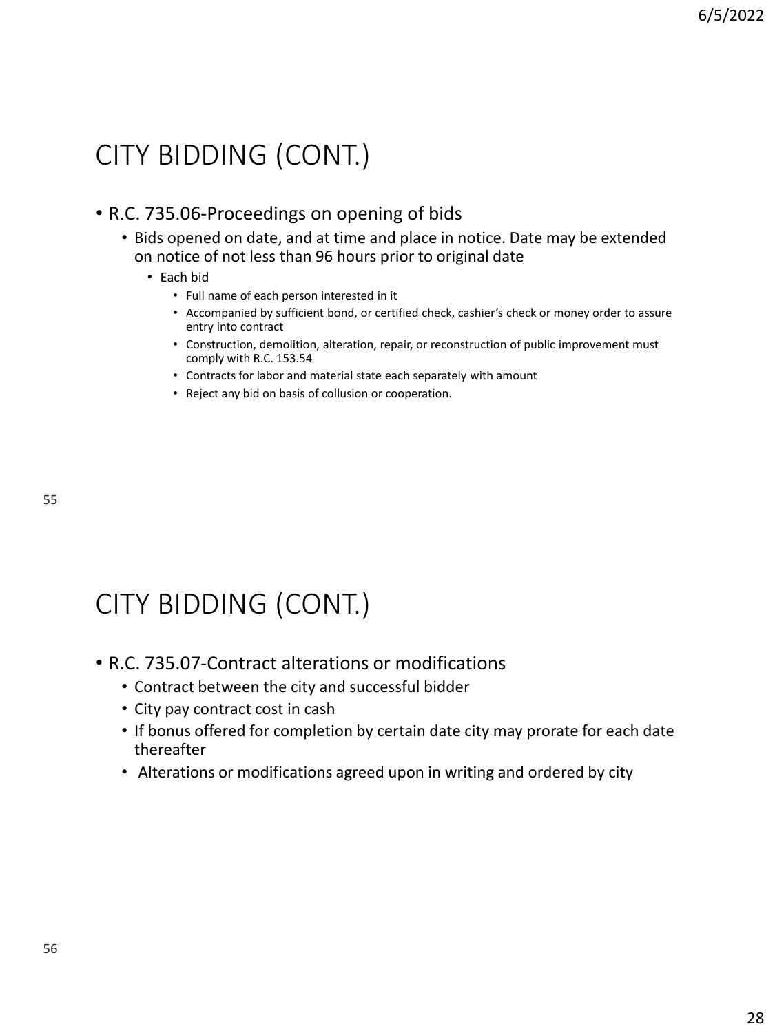## CITY BIDDING (CONT.)

- R.C. 735.06-Proceedings on opening of bids
  - Bids opened on date, and at time and place in notice. Date may be extended on notice of not less than 96 hours prior to original date
    - Each bid
      - Full name of each person interested in it
      - Accompanied by sufficient bond, or certified check, cashier's check or money order to assure entry into contract
      - Construction, demolition, alteration, repair, or reconstruction of public improvement must comply with R.C. 153.54
      - Contracts for labor and material state each separately with amount
      - Reject any bid on basis of collusion or cooperation.

## CITY BIDDING (CONT.)

- R.C. 735.07-Contract alterations or modifications
  - Contract between the city and successful bidder
  - City pay contract cost in cash
  - If bonus offered for completion by certain date city may prorate for each date thereafter
  - Alterations or modifications agreed upon in writing and ordered by city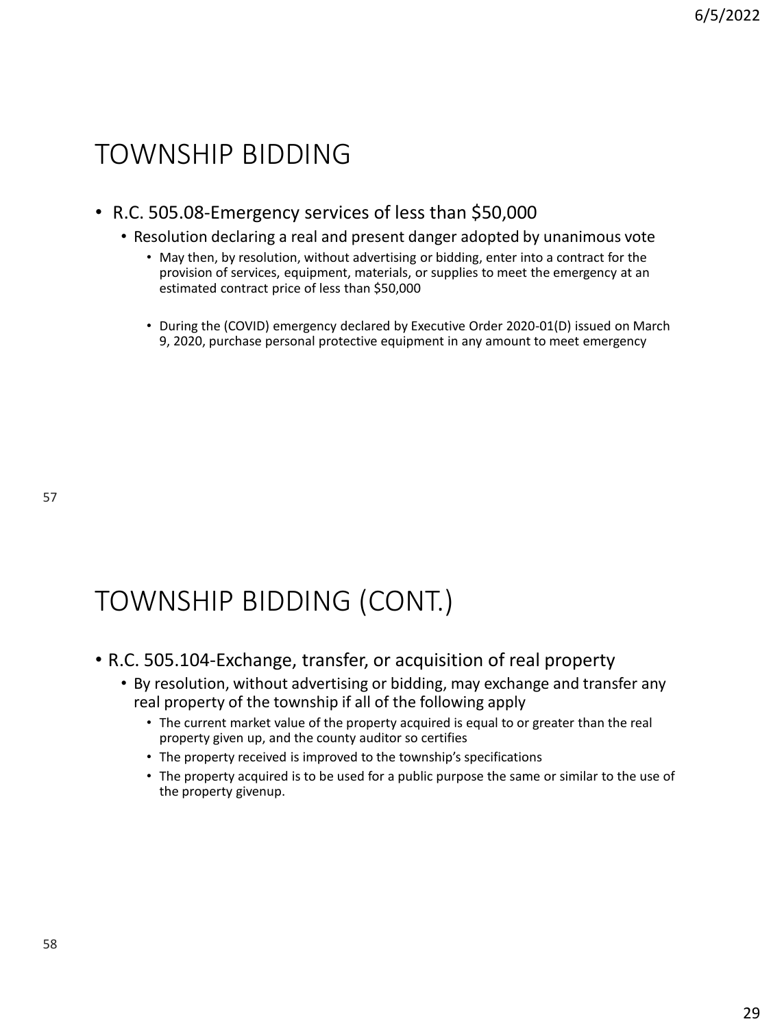## TOWNSHIP BIDDING

- R.C. 505.08-Emergency services of less than $50,000
  - Resolution declaring a real and present danger adopted by unanimous vote
    - May then, by resolution, without advertising or bidding, enter into a contract for the provision of services, equipment, materials, or supplies to meet the emergency at an estimated contract price of less than $50,000
    - During the (COVID) emergency declared by Executive Order 2020-01(D) issued on March 9, 2020, purchase personal protective equipment in any amount to meet emergency

## TOWNSHIP BIDDING (CONT.)

- R.C. 505.104-Exchange, transfer, or acquisition of real property
  - By resolution, without advertising or bidding, may exchange and transfer any real property of the township if all of the following apply
    - The current market value of the property acquired is equal to or greater than the real property given up, and the county auditor so certifies
    - The property received is improved to the township's specifications
    - The property acquired is to be used for a public purpose the same or similar to the use of the property givenup.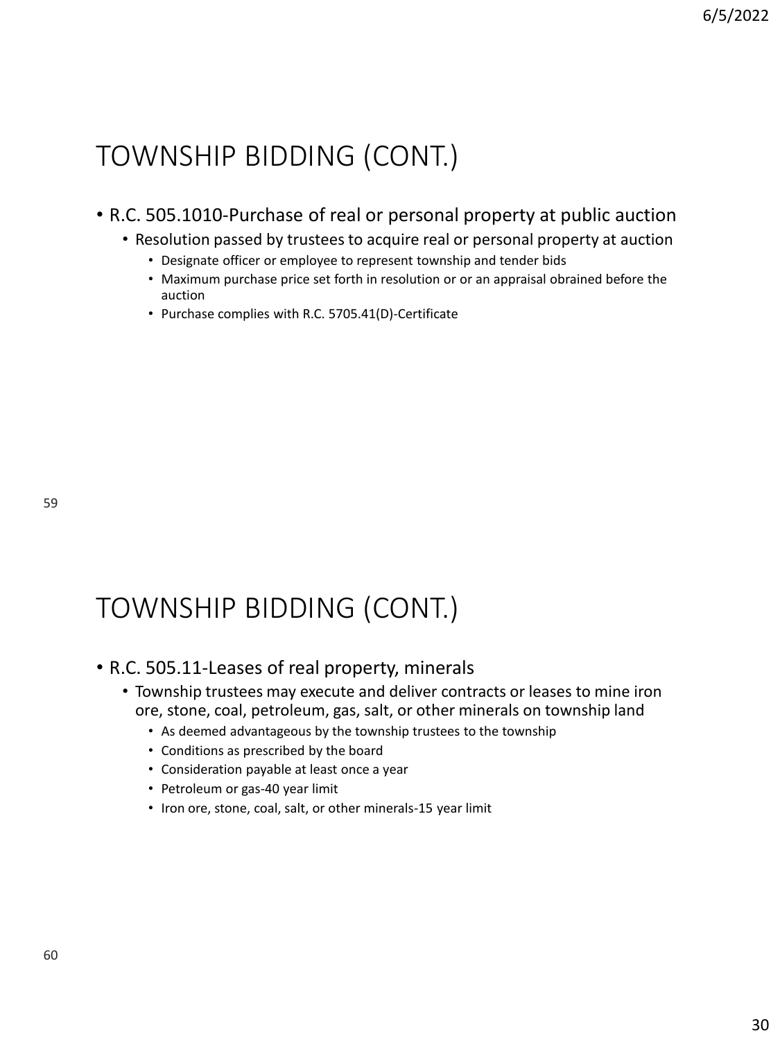## TOWNSHIP BIDDING (CONT.)

- R.C. 505.1010-Purchase of real or personal property at public auction
  - Resolution passed by trustees to acquire real or personal property at auction
    - Designate officer or employee to represent township and tender bids
    - Maximum purchase price set forth in resolution or or an appraisal obrained before the auction
    - Purchase complies with R.C. 5705.41(D)-Certificate

## TOWNSHIP BIDDING (CONT.)

- R.C. 505.11-Leases of real property, minerals
  - Township trustees may execute and deliver contracts or leases to mine iron ore, stone, coal, petroleum, gas, salt, or other minerals on township land
    - As deemed advantageous by the township trustees to the township
    - Conditions as prescribed by the board
    - Consideration payable at least once a year
    - Petroleum or gas-40 year limit
    - Iron ore, stone, coal, salt, or other minerals-15 year limit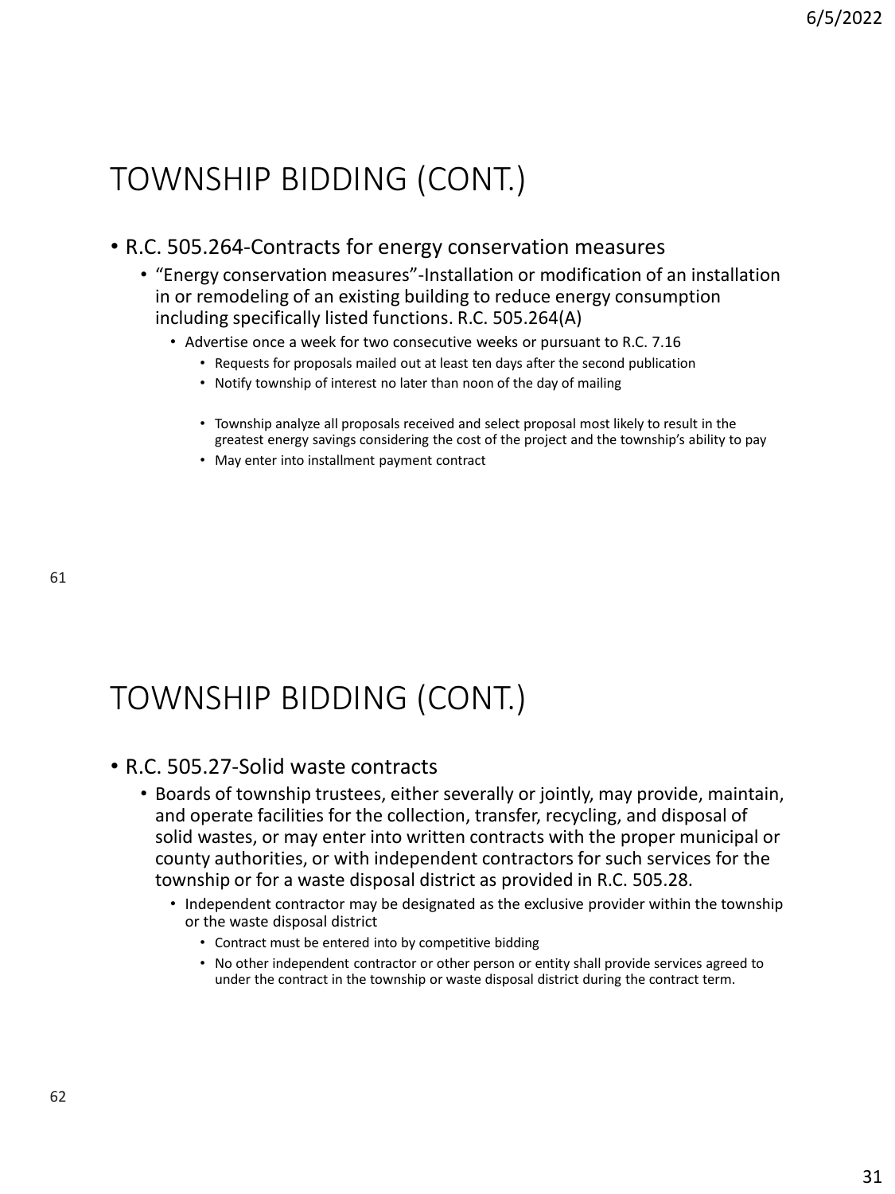## TOWNSHIP BIDDING (CONT.)

- R.C. 505.264-Contracts for energy conservation measures
  - "Energy conservation measures"-Installation or modification of an installation in or remodeling of an existing building to reduce energy consumption including specifically listed functions. R.C. 505.264(A)
    - Advertise once a week for two consecutive weeks or pursuant to R.C. 7.16
      - Requests for proposals mailed out at least ten days after the second publication
      - Notify township of interest no later than noon of the day of mailing
      - Township analyze all proposals received and select proposal most likely to result in the greatest energy savings considering the cost of the project and the township's ability to pay
      - May enter into installment payment contract

## TOWNSHIP BIDDING (CONT.)

- R.C. 505.27-Solid waste contracts
  - Boards of township trustees, either severally or jointly, may provide, maintain, and operate facilities for the collection, transfer, recycling, and disposal of solid wastes, or may enter into written contracts with the proper municipal or county authorities, or with independent contractors for such services for the township or for a waste disposal district as provided in R.C. 505.28.
    - Independent contractor may be designated as the exclusive provider within the township or the waste disposal district
      - Contract must be entered into by competitive bidding
      - No other independent contractor or other person or entity shall provide services agreed to under the contract in the township or waste disposal district during the contract term.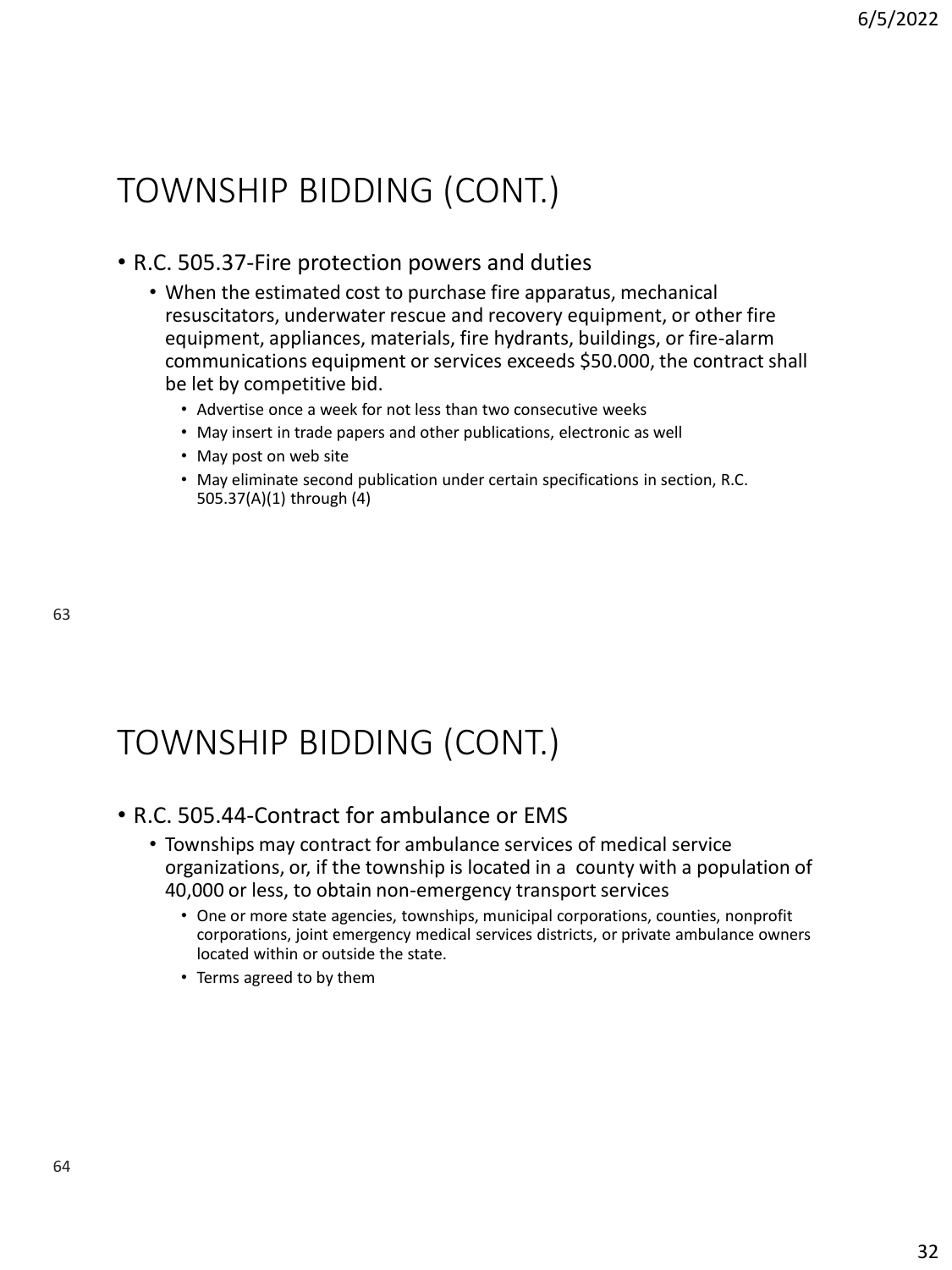## TOWNSHIP BIDDING (CONT.)

- R.C. 505.37-Fire protection powers and duties
  - When the estimated cost to purchase fire apparatus, mechanical resuscitators, underwater rescue and recovery equipment, or other fire equipment, appliances, materials, fire hydrants, buildings, or fire-alarm communications equipment or services exceeds $50.000, the contract shall be let by competitive bid.
    - Advertise once a week for not less than two consecutive weeks
    - May insert in trade papers and other publications, electronic as well
    - May post on web site
    - May eliminate second publication under certain specifications in section, R.C. 505.37(A)(1) through (4)

## TOWNSHIP BIDDING (CONT.)

- R.C. 505.44-Contract for ambulance or EMS
  - Townships may contract for ambulance services of medical service organizations, or, if the township is located in a county with a population of 40,000 or less, to obtain non-emergency transport services
    - One or more state agencies, townships, municipal corporations, counties, nonprofit corporations, joint emergency medical services districts, or private ambulance owners located within or outside the state.
    - Terms agreed to by them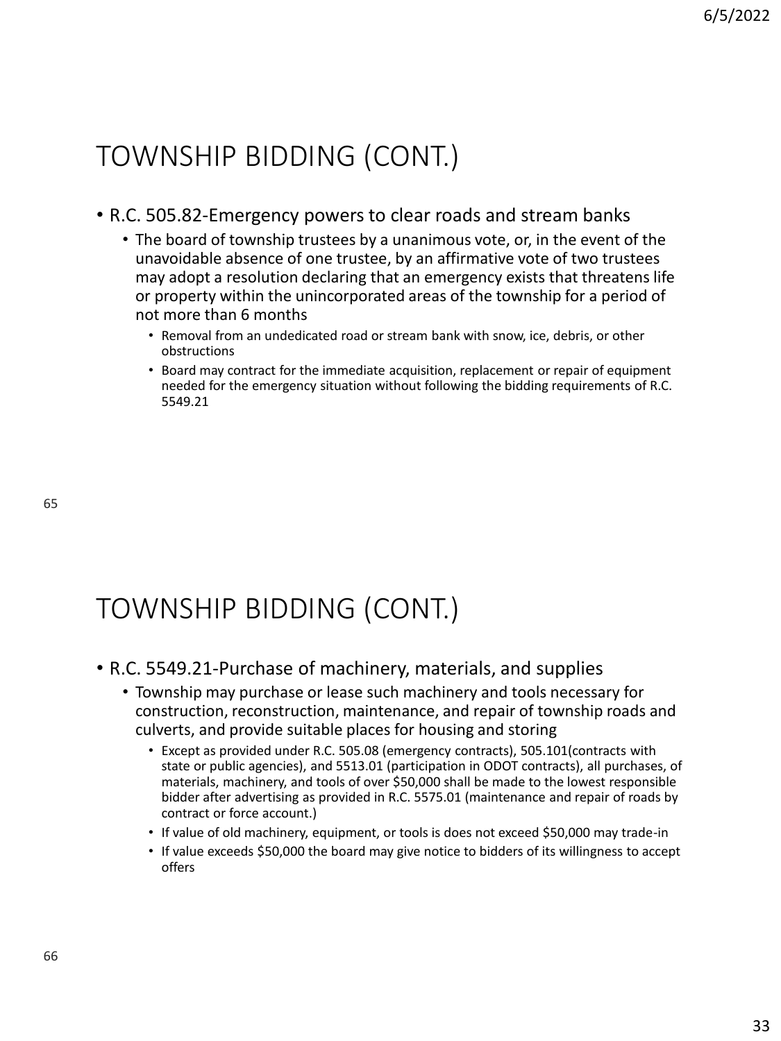## TOWNSHIP BIDDING (CONT.)

- R.C. 505.82-Emergency powers to clear roads and stream banks
  - The board of township trustees by a unanimous vote, or, in the event of the unavoidable absence of one trustee, by an affirmative vote of two trustees may adopt a resolution declaring that an emergency exists that threatens life or property within the unincorporated areas of the township for a period of not more than 6 months
    - Removal from an undedicated road or stream bank with snow, ice, debris, or other obstructions
    - Board may contract for the immediate acquisition, replacement or repair of equipment needed for the emergency situation without following the bidding requirements of R.C. 5549.21

## TOWNSHIP BIDDING (CONT.)

- R.C. 5549.21-Purchase of machinery, materials, and supplies
  - Township may purchase or lease such machinery and tools necessary for construction, reconstruction, maintenance, and repair of township roads and culverts, and provide suitable places for housing and storing
    - Except as provided under R.C. 505.08 (emergency contracts), 505.101(contracts with state or public agencies), and 5513.01 (participation in ODOT contracts), all purchases, of materials, machinery, and tools of over $50,000 shall be made to the lowest responsible bidder after advertising as provided in R.C. 5575.01 (maintenance and repair of roads by contract or force account.)
    - If value of old machinery, equipment, or tools is does not exceed $50,000 may trade-in
    - If value exceeds $50,000 the board may give notice to bidders of its willingness to accept offers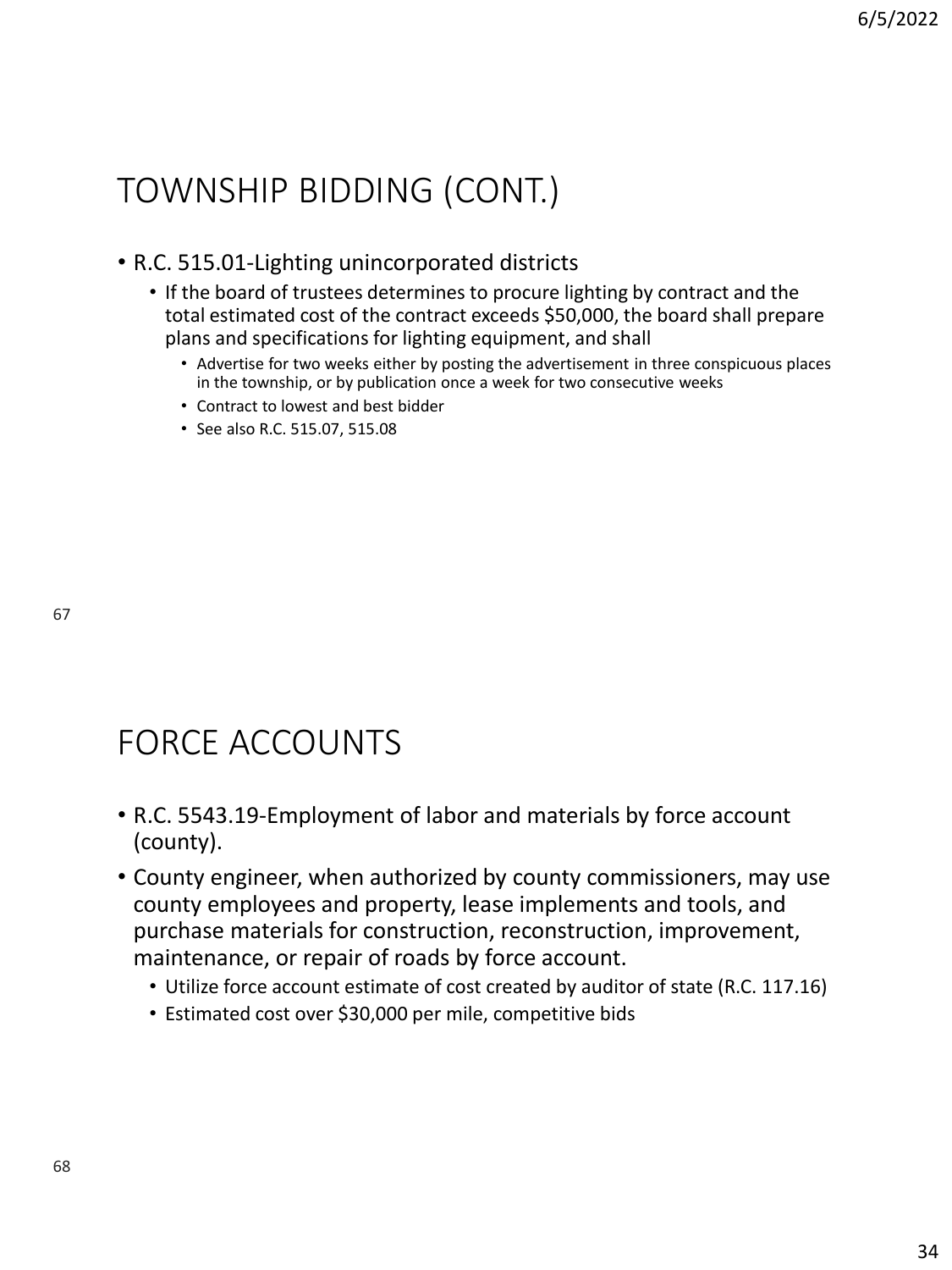## TOWNSHIP BIDDING (CONT.)

- R.C. 515.01-Lighting unincorporated districts
  - If the board of trustees determines to procure lighting by contract and the total estimated cost of the contract exceeds $50,000, the board shall prepare plans and specifications for lighting equipment, and shall
    - Advertise for two weeks either by posting the advertisement in three conspicuous places in the township, or by publication once a week for two consecutive weeks
    - Contract to lowest and best bidder
    - See also R.C. 515.07, 515.08

## FORCE ACCOUNTS

- R.C. 5543.19-Employment of labor and materials by force account (county).
- County engineer, when authorized by county commissioners, may use county employees and property, lease implements and tools, and purchase materials for construction, reconstruction, improvement, maintenance, or repair of roads by force account.
  - Utilize force account estimate of cost created by auditor of state (R.C. 117.16)
  - Estimated cost over $30,000 per mile, competitive bids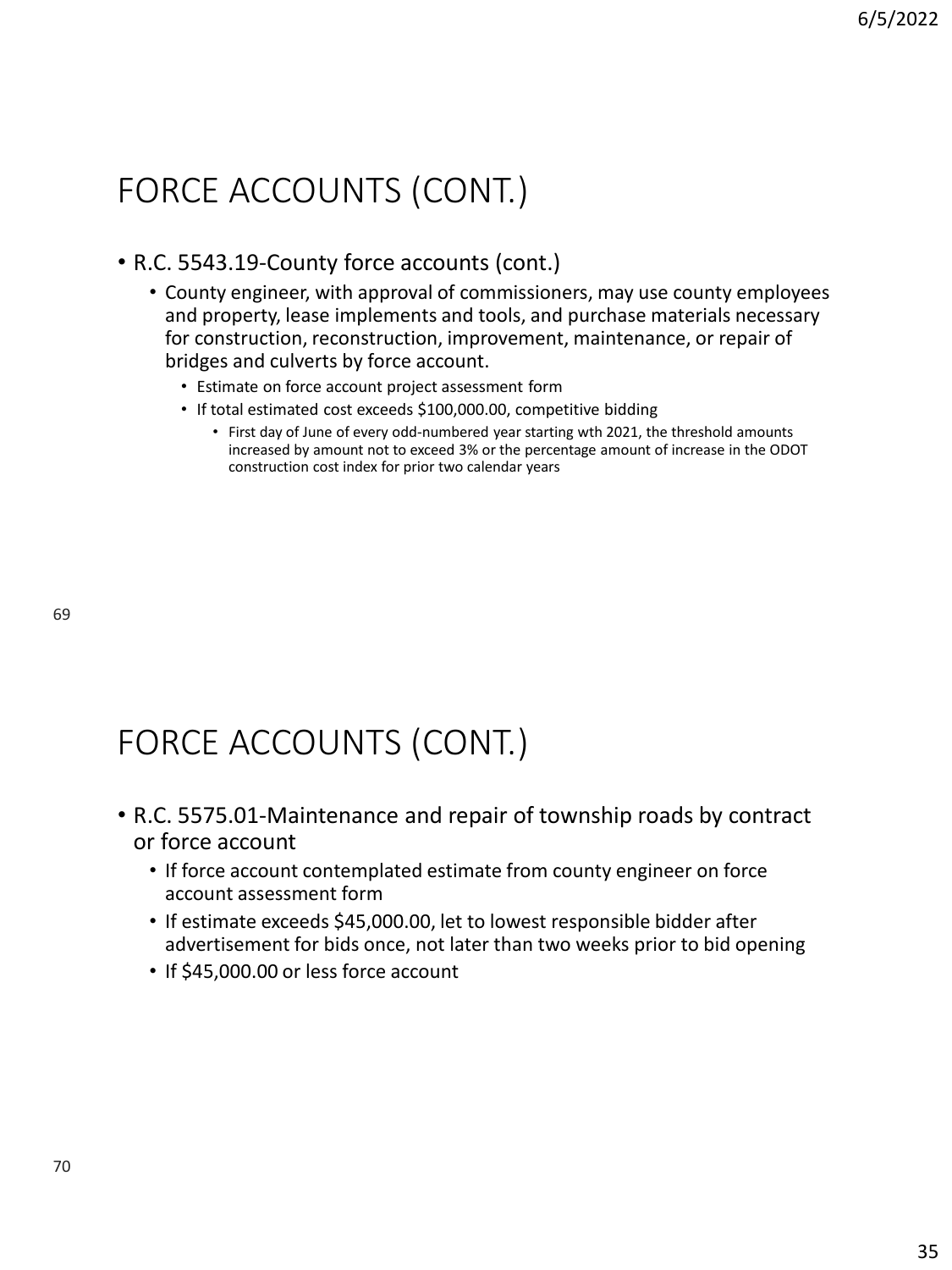# FORCE ACCOUNTS (CONT.)

- R.C. 5543.19-County force accounts (cont.)
  - County engineer, with approval of commissioners, may use county employees and property, lease implements and tools, and purchase materials necessary for construction, reconstruction, improvement, maintenance, or repair of bridges and culverts by force account.
    - Estimate on force account project assessment form
    - If total estimated cost exceeds $100,000.00, competitive bidding
      - First day of June of every odd-numbered year starting wth 2021, the threshold amounts increased by amount not to exceed 3% or the percentage amount of increase in the ODOT construction cost index for prior two calendar years

# FORCE ACCOUNTS (CONT.)

- R.C. 5575.01-Maintenance and repair of township roads by contract or force account
  - If force account contemplated estimate from county engineer on force account assessment form
  - If estimate exceeds $45,000.00, let to lowest responsible bidder after advertisement for bids once, not later than two weeks prior to bid opening
  - If $45,000.00 or less force account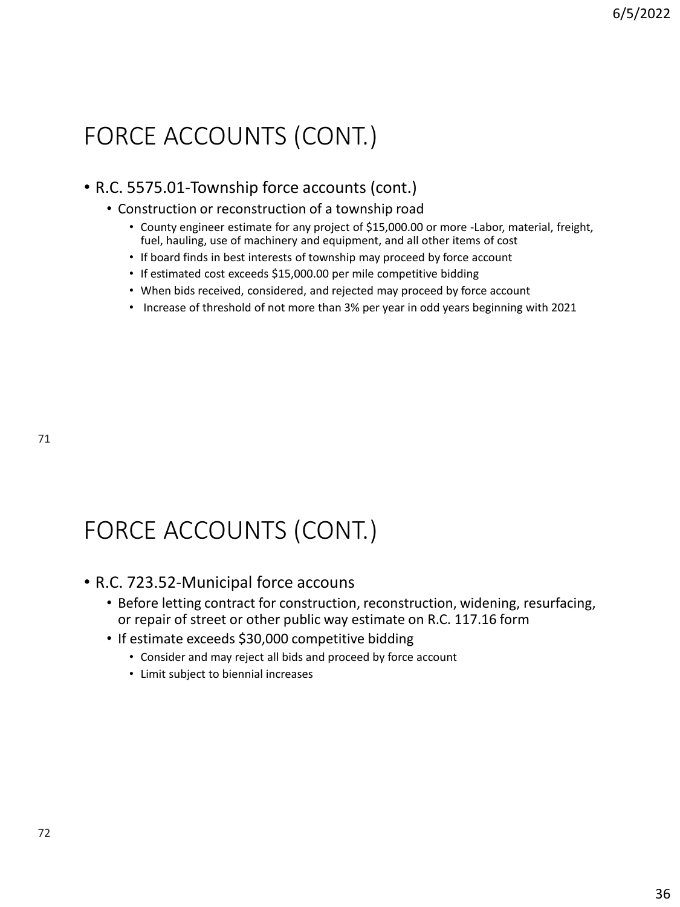## FORCE ACCOUNTS (CONT.)

- R.C. 5575.01-Township force accounts (cont.)
  - Construction or reconstruction of a township road
    - County engineer estimate for any project of $15,000.00 or more -Labor, material, freight, fuel, hauling, use of machinery and equipment, and all other items of cost
    - If board finds in best interests of township may proceed by force account
    - If estimated cost exceeds $15,000.00 per mile competitive bidding
    - When bids received, considered, and rejected may proceed by force account
    - Increase of threshold of not more than 3% per year in odd years beginning with 2021

## FORCE ACCOUNTS (CONT.)

- R.C. 723.52-Municipal force accouns
  - Before letting contract for construction, reconstruction, widening, resurfacing, or repair of street or other public way estimate on R.C. 117.16 form
  - If estimate exceeds $30,000 competitive bidding
    - Consider and may reject all bids and proceed by force account
    - Limit subject to biennial increases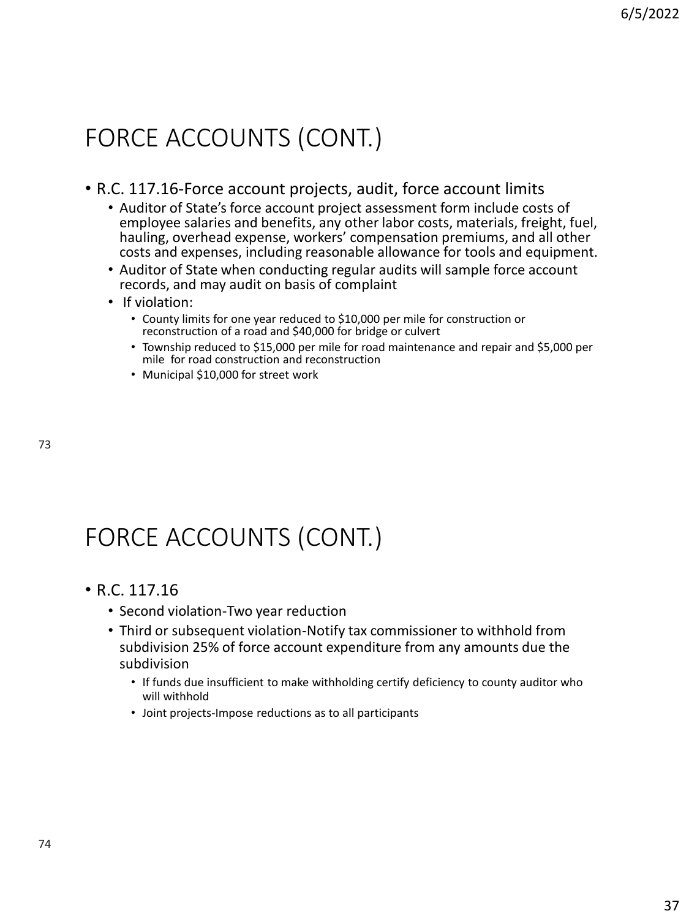# FORCE ACCOUNTS (CONT.)

- R.C. 117.16-Force account projects, audit, force account limits
  - Auditor of State's force account project assessment form include costs of employee salaries and benefits, any other labor costs, materials, freight, fuel, hauling, overhead expense, workers' compensation premiums, and all other costs and expenses, including reasonable allowance for tools and equipment.
  - Auditor of State when conducting regular audits will sample force account records, and may audit on basis of complaint
  - If violation:
    - County limits for one year reduced to $10,000 per mile for construction or reconstruction of a road and $40,000 for bridge or culvert
    - Township reduced to $15,000 per mile for road maintenance and repair and $5,000 per mile for road construction and reconstruction
    - Municipal $10,000 for street work

# FORCE ACCOUNTS (CONT.)

- R.C. 117.16
  - Second violation-Two year reduction
  - Third or subsequent violation-Notify tax commissioner to withhold from subdivision 25% of force account expenditure from any amounts due the subdivision
    - If funds due insufficient to make withholding certify deficiency to county auditor who will withhold
    - Joint projects-Impose reductions as to all participants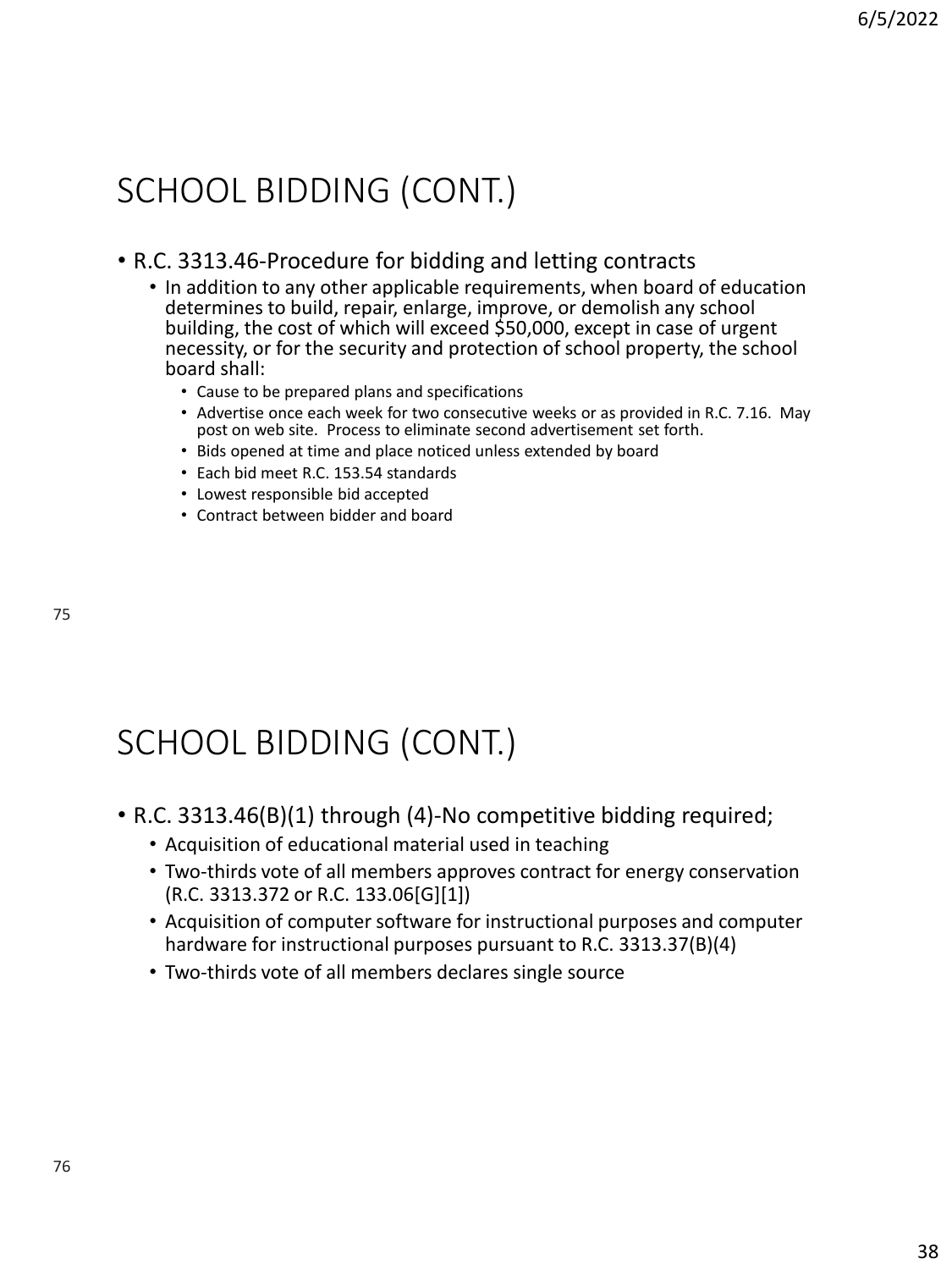## SCHOOL BIDDING (CONT.)

- R.C. 3313.46-Procedure for bidding and letting contracts
  - In addition to any other applicable requirements, when board of education determines to build, repair, enlarge, improve, or demolish any school building, the cost of which will exceed $50,000, except in case of urgent necessity, or for the security and protection of school property, the school board shall:
    - Cause to be prepared plans and specifications
    - Advertise once each week for two consecutive weeks or as provided in R.C. 7.16. May post on web site. Process to eliminate second advertisement set forth.
    - Bids opened at time and place noticed unless extended by board
    - Each bid meet R.C. 153.54 standards
    - Lowest responsible bid accepted
    - Contract between bidder and board

## SCHOOL BIDDING (CONT.)

- R.C. 3313.46(B)(1) through (4)-No competitive bidding required;
  - Acquisition of educational material used in teaching
  - Two-thirds vote of all members approves contract for energy conservation (R.C. 3313.372 or R.C. 133.06[G][1])
  - Acquisition of computer software for instructional purposes and computer hardware for instructional purposes pursuant to R.C. 3313.37(B)(4)
  - Two-thirds vote of all members declares single source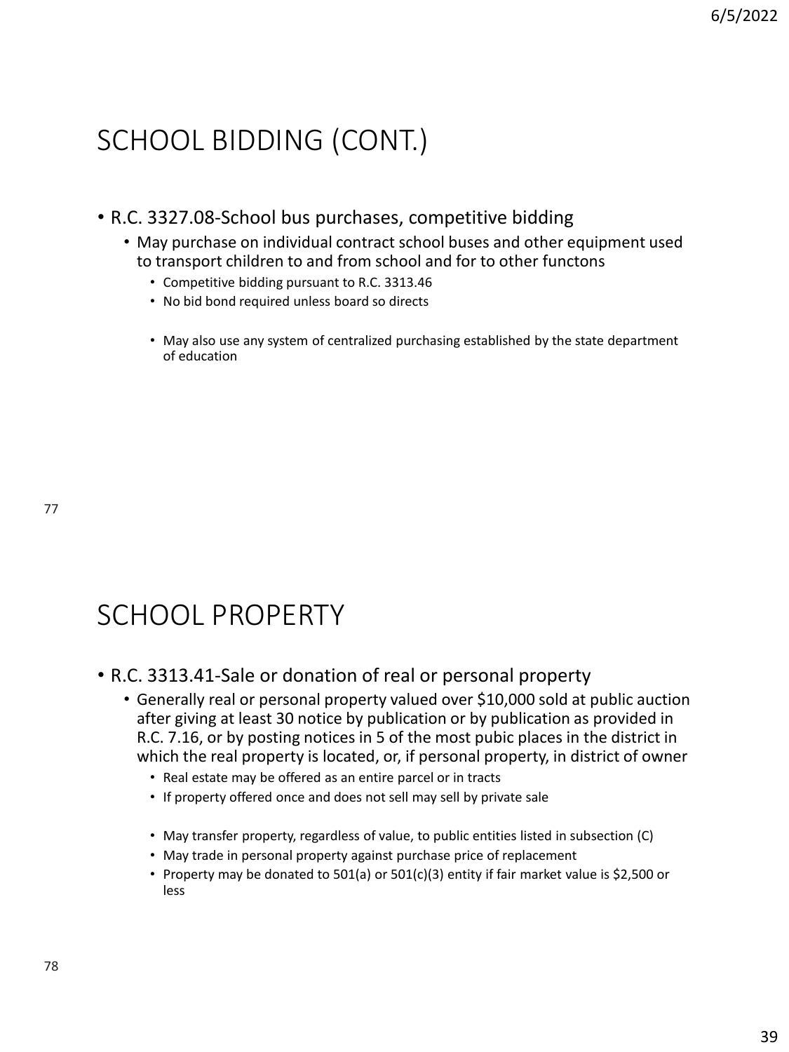## SCHOOL BIDDING (CONT.)

- R.C. 3327.08-School bus purchases, competitive bidding
  - May purchase on individual contract school buses and other equipment used to transport children to and from school and for to other functons
    - Competitive bidding pursuant to R.C. 3313.46
    - No bid bond required unless board so directs
    - May also use any system of centralized purchasing established by the state department of education

## SCHOOL PROPERTY

- R.C. 3313.41-Sale or donation of real or personal property
  - Generally real or personal property valued over $10,000 sold at public auction after giving at least 30 notice by publication or by publication as provided in R.C. 7.16, or by posting notices in 5 of the most pubic places in the district in which the real property is located, or, if personal property, in district of owner
    - Real estate may be offered as an entire parcel or in tracts
    - If property offered once and does not sell may sell by private sale
    - May transfer property, regardless of value, to public entities listed in subsection (C)
    - May trade in personal property against purchase price of replacement
    - Property may be donated to 501(a) or 501(c)(3) entity if fair market value is $2,500 or less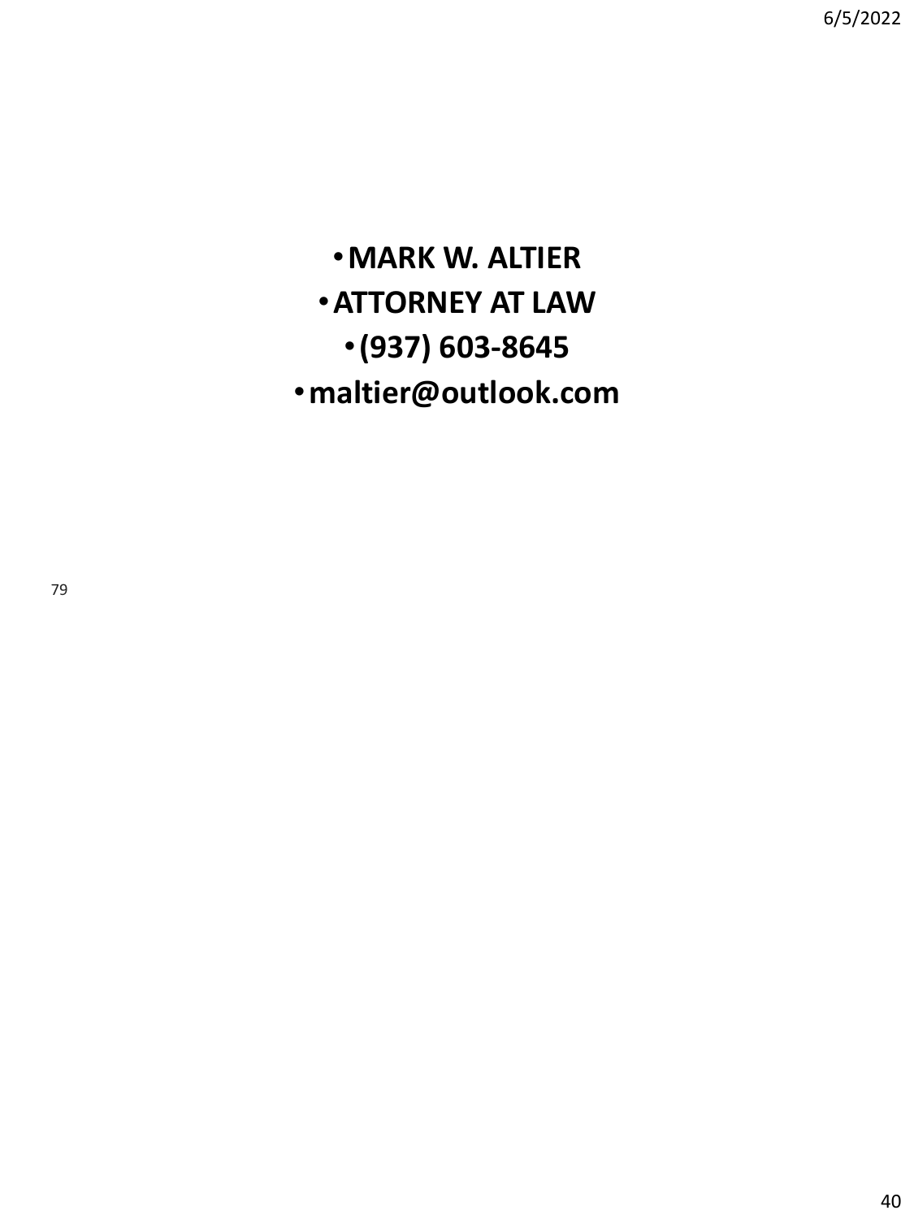- **MARK W. ALTIER**
- **ATTORNEY AT LAW**
- **(937) 603-8645**
- **maltier@outlook.com**